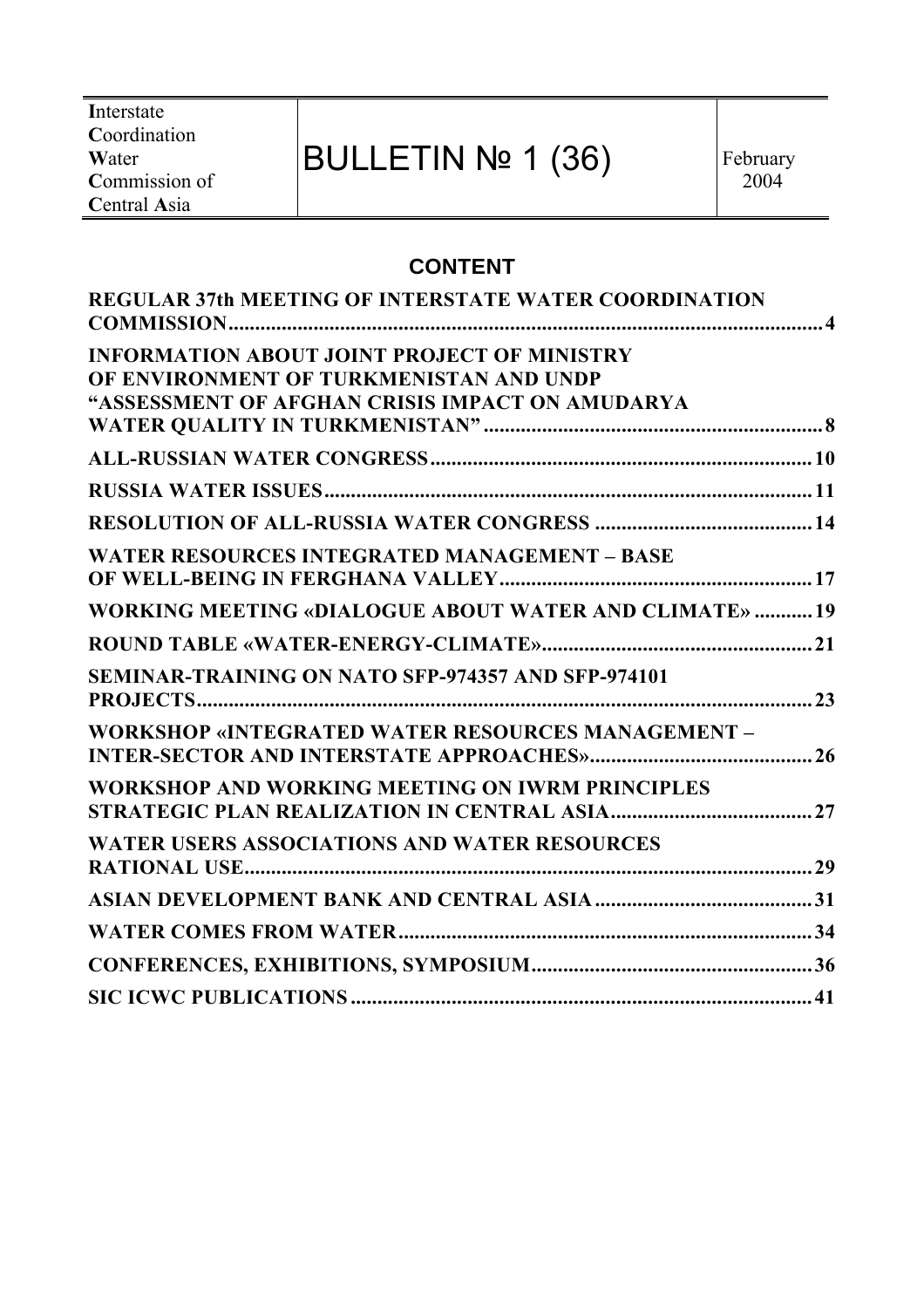| **I**nterstate **C**oordination **W**ater **C**ommission of **C**entral **A**sia | BULLETIN № 1 (36) | February 2004 |
|---|---|---|

## CONTENT

**REGULAR 37th MEETING OF INTERSTATE WATER COORDINATION COMMISSION** .......... 4

**INFORMATION ABOUT JOINT PROJECT OF MINISTRY OF ENVIRONMENT OF TURKMENISTAN AND UNDP "ASSESSMENT OF AFGHAN CRISIS IMPACT ON AMUDARYA WATER QUALITY IN TURKMENISTAN"** .......... 8

**ALL-RUSSIAN WATER CONGRESS** .......... 10

**RUSSIA WATER ISSUES** .......... 11

**RESOLUTION OF ALL-RUSSIA WATER CONGRESS** .......... 14

**WATER RESOURCES INTEGRATED MANAGEMENT – BASE OF WELL-BEING IN FERGHANA VALLEY** .......... 17

**WORKING MEETING «DIALOGUE ABOUT WATER AND CLIMATE»** .......... 19

**ROUND TABLE «WATER-ENERGY-CLIMATE»** .......... 21

**SEMINAR-TRAINING ON NATO SFP-974357 AND SFP-974101 PROJECTS** .......... 23

**WORKSHOP «INTEGRATED WATER RESOURCES MANAGEMENT – INTER-SECTOR AND INTERSTATE APPROACHES»** .......... 26

**WORKSHOP AND WORKING MEETING ON IWRM PRINCIPLES STRATEGIC PLAN REALIZATION IN CENTRAL ASIA** .......... 27

**WATER USERS ASSOCIATIONS AND WATER RESOURCES RATIONAL USE** .......... 29

**ASIAN DEVELOPMENT BANK AND CENTRAL ASIA** .......... 31

**WATER COMES FROM WATER** .......... 34

**CONFERENCES, EXHIBITIONS, SYMPOSIUM** .......... 36

**SIC ICWC PUBLICATIONS** .......... 41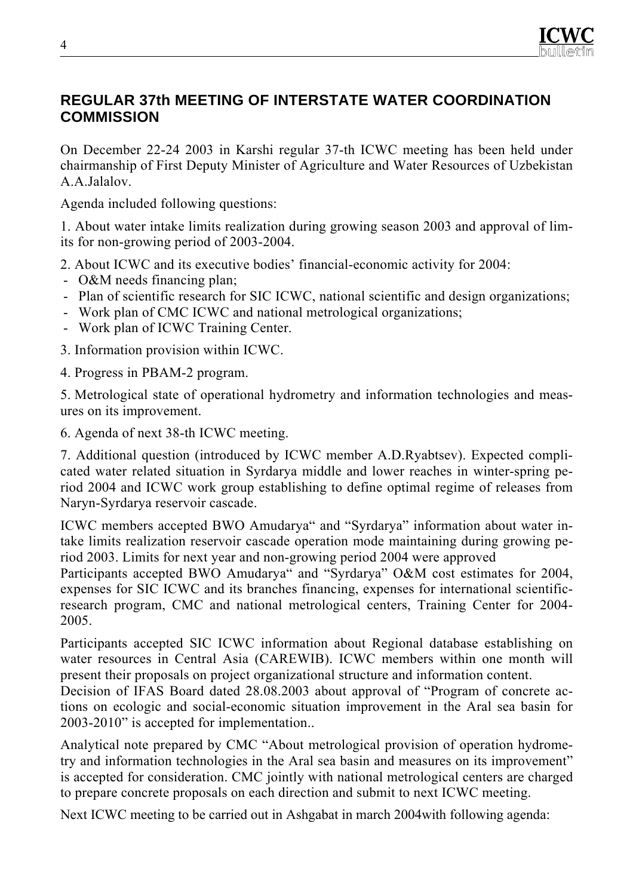## REGULAR 37th MEETING OF INTERSTATE WATER COORDINATION COMMISSION

On December 22-24 2003 in Karshi regular 37-th ICWC meeting has been held under chairmanship of First Deputy Minister of Agriculture and Water Resources of Uzbekistan A.A.Jalalov.

Agenda included following questions:

1. About water intake limits realization during growing season 2003 and approval of limits for non-growing period of 2003-2004.

2. About ICWC and its executive bodies' financial-economic activity for 2004:
   - O&M needs financing plan;
   - Plan of scientific research for SIC ICWC, national scientific and design organizations;
   - Work plan of CMC ICWC and national metrological organizations;
   - Work plan of ICWC Training Center.

3. Information provision within ICWC.

4. Progress in PBAM-2 program.

5. Metrological state of operational hydrometry and information technologies and measures on its improvement.

6. Agenda of next 38-th ICWC meeting.

7. Additional question (introduced by ICWC member A.D.Ryabtsev). Expected complicated water related situation in Syrdarya middle and lower reaches in winter-spring period 2004 and ICWC work group establishing to define optimal regime of releases from Naryn-Syrdarya reservoir cascade.

ICWC members accepted BWO Amudarya" and "Syrdarya" information about water intake limits realization reservoir cascade operation mode maintaining during growing period 2003. Limits for next year and non-growing period 2004 were approved

Participants accepted BWO Amudarya" and "Syrdarya" O&M cost estimates for 2004, expenses for SIC ICWC and its branches financing, expenses for international scientific-research program, CMC and national metrological centers, Training Center for 2004-2005.

Participants accepted SIC ICWC information about Regional database establishing on water resources in Central Asia (CAREWIB). ICWC members within one month will present their proposals on project organizational structure and information content.

Decision of IFAS Board dated 28.08.2003 about approval of "Program of concrete actions on ecologic and social-economic situation improvement in the Aral sea basin for 2003-2010" is accepted for implementation..

Analytical note prepared by CMC "About metrological provision of operation hydrometry and information technologies in the Aral sea basin and measures on its improvement" is accepted for consideration. CMC jointly with national metrological centers are charged to prepare concrete proposals on each direction and submit to next ICWC meeting.

Next ICWC meeting to be carried out in Ashgabat in march 2004with following agenda: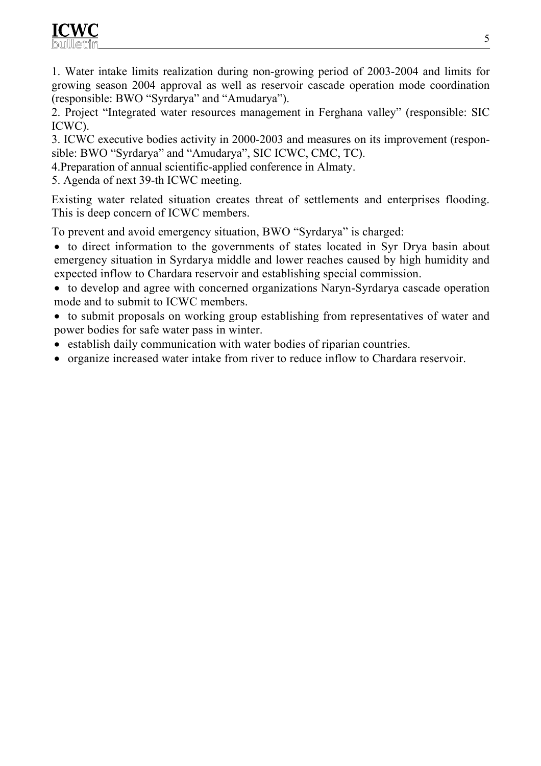1. Water intake limits realization during non-growing period of 2003-2004 and limits for growing season 2004 approval as well as reservoir cascade operation mode coordination (responsible: BWO "Syrdarya" and "Amudarya").

2. Project "Integrated water resources management in Ferghana valley" (responsible: SIC ICWC).

3. ICWC executive bodies activity in 2000-2003 and measures on its improvement (responsible: BWO "Syrdarya" and "Amudarya", SIC ICWC, CMC, TC).

4.Preparation of annual scientific-applied conference in Almaty.

5. Agenda of next 39-th ICWC meeting.

Existing water related situation creates threat of settlements and enterprises flooding. This is deep concern of ICWC members.

To prevent and avoid emergency situation, BWO "Syrdarya" is charged:

- to direct information to the governments of states located in Syr Drya basin about emergency situation in Syrdarya middle and lower reaches caused by high humidity and expected inflow to Chardara reservoir and establishing special commission.
- to develop and agree with concerned organizations Naryn-Syrdarya cascade operation mode and to submit to ICWC members.
- to submit proposals on working group establishing from representatives of water and power bodies for safe water pass in winter.
- establish daily communication with water bodies of riparian countries.
- organize increased water intake from river to reduce inflow to Chardara reservoir.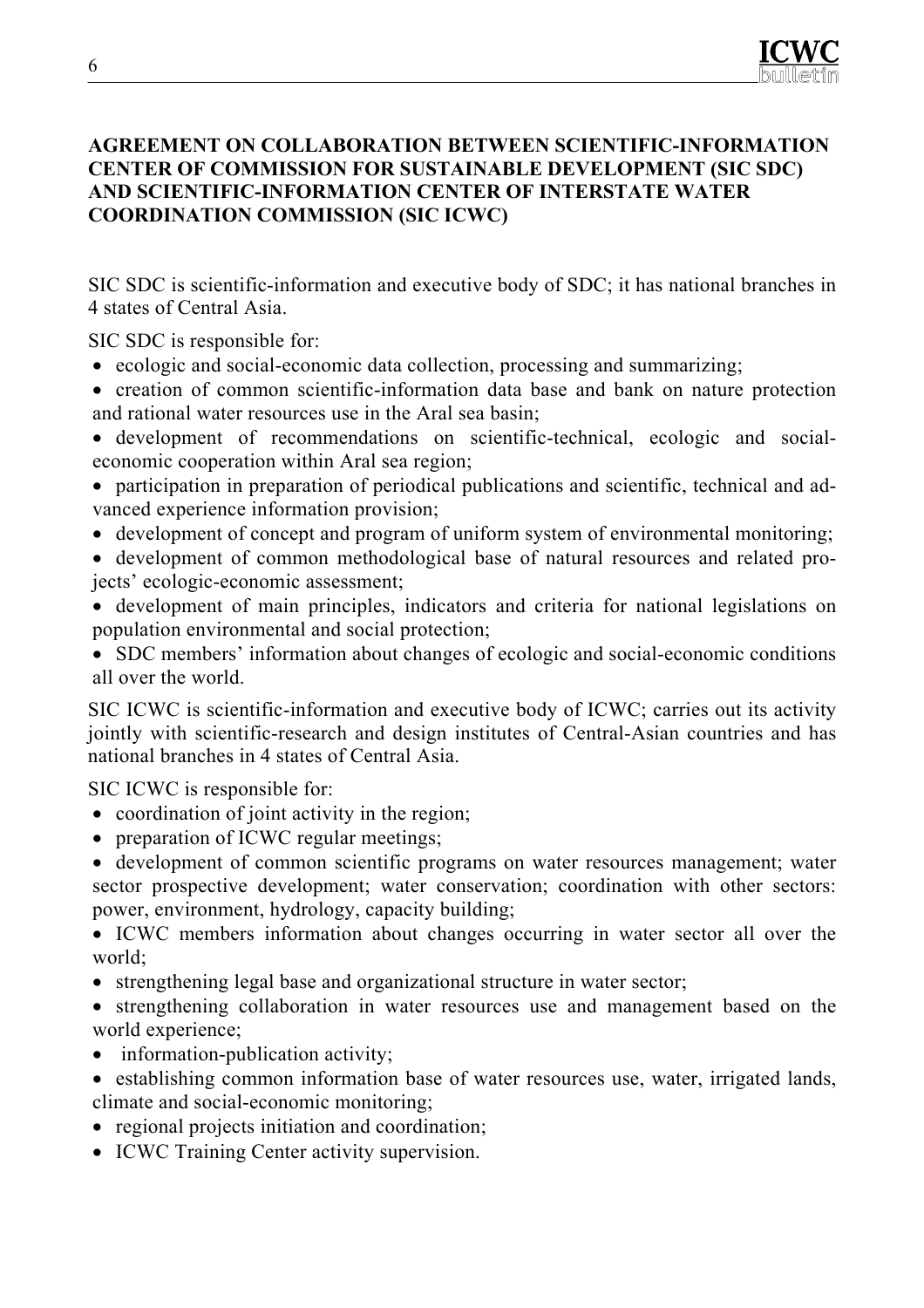## AGREEMENT ON COLLABORATION BETWEEN SCIENTIFIC-INFORMATION CENTER OF COMMISSION FOR SUSTAINABLE DEVELOPMENT (SIC SDC) AND SCIENTIFIC-INFORMATION CENTER OF INTERSTATE WATER COORDINATION COMMISSION (SIC ICWC)

SIC SDC is scientific-information and executive body of SDC; it has national branches in 4 states of Central Asia.

SIC SDC is responsible for:

- ecologic and social-economic data collection, processing and summarizing;
- creation of common scientific-information data base and bank on nature protection and rational water resources use in the Aral sea basin;
- development of recommendations on scientific-technical, ecologic and social-economic cooperation within Aral sea region;
- participation in preparation of periodical publications and scientific, technical and advanced experience information provision;
- development of concept and program of uniform system of environmental monitoring;
- development of common methodological base of natural resources and related projects' ecologic-economic assessment;
- development of main principles, indicators and criteria for national legislations on population environmental and social protection;
- SDC members' information about changes of ecologic and social-economic conditions all over the world.

SIC ICWC is scientific-information and executive body of ICWC; carries out its activity jointly with scientific-research and design institutes of Central-Asian countries and has national branches in 4 states of Central Asia.

SIC ICWC is responsible for:

- coordination of joint activity in the region;
- preparation of ICWC regular meetings;
- development of common scientific programs on water resources management; water sector prospective development; water conservation; coordination with other sectors: power, environment, hydrology, capacity building;
- ICWC members information about changes occurring in water sector all over the world;
- strengthening legal base and organizational structure in water sector;
- strengthening collaboration in water resources use and management based on the world experience;
- information-publication activity;
- establishing common information base of water resources use, water, irrigated lands, climate and social-economic monitoring;
- regional projects initiation and coordination;
- ICWC Training Center activity supervision.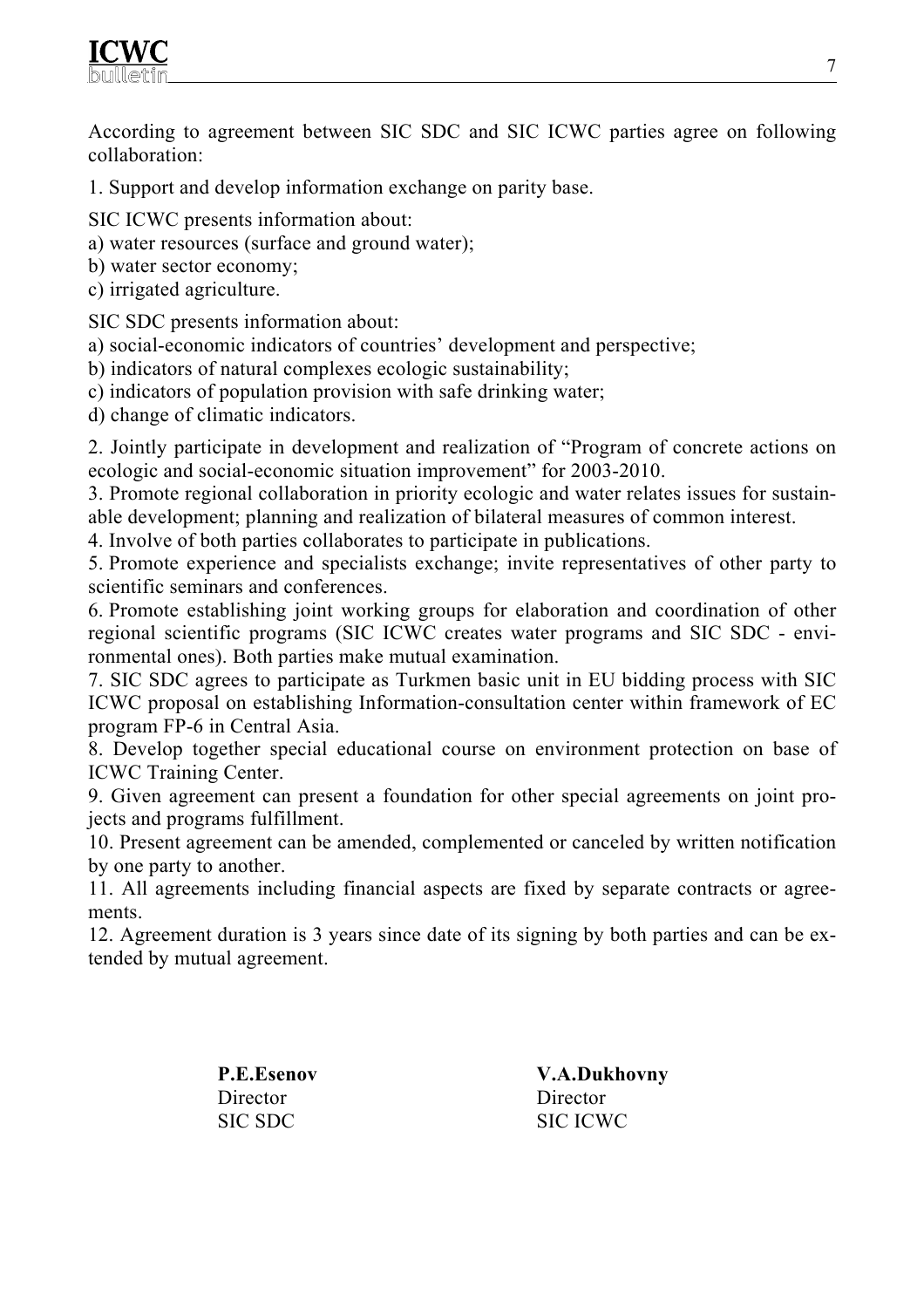According to agreement between SIC SDC and SIC ICWC parties agree on following collaboration:

1. Support and develop information exchange on parity base.

SIC ICWC presents information about:
a) water resources (surface and ground water);
b) water sector economy;
c) irrigated agriculture.

SIC SDC presents information about:
a) social-economic indicators of countries' development and perspective;
b) indicators of natural complexes ecologic sustainability;
c) indicators of population provision with safe drinking water;
d) change of climatic indicators.

2. Jointly participate in development and realization of "Program of concrete actions on ecologic and social-economic situation improvement" for 2003-2010.
3. Promote regional collaboration in priority ecologic and water relates issues for sustainable development; planning and realization of bilateral measures of common interest.
4. Involve of both parties collaborates to participate in publications.
5. Promote experience and specialists exchange; invite representatives of other party to scientific seminars and conferences.
6. Promote establishing joint working groups for elaboration and coordination of other regional scientific programs (SIC ICWC creates water programs and SIC SDC - environmental ones). Both parties make mutual examination.
7. SIC SDC agrees to participate as Turkmen basic unit in EU bidding process with SIC ICWC proposal on establishing Information-consultation center within framework of EC program FP-6 in Central Asia.
8. Develop together special educational course on environment protection on base of ICWC Training Center.
9. Given agreement can present a foundation for other special agreements on joint projects and programs fulfillment.
10. Present agreement can be amended, complemented or canceled by written notification by one party to another.
11. All agreements including financial aspects are fixed by separate contracts or agreements.
12. Agreement duration is 3 years since date of its signing by both parties and can be extended by mutual agreement.

| **P.E.Esenov** | **V.A.Dukhovny** |
|---|---|
| Director | Director |
| SIC SDC | SIC ICWC |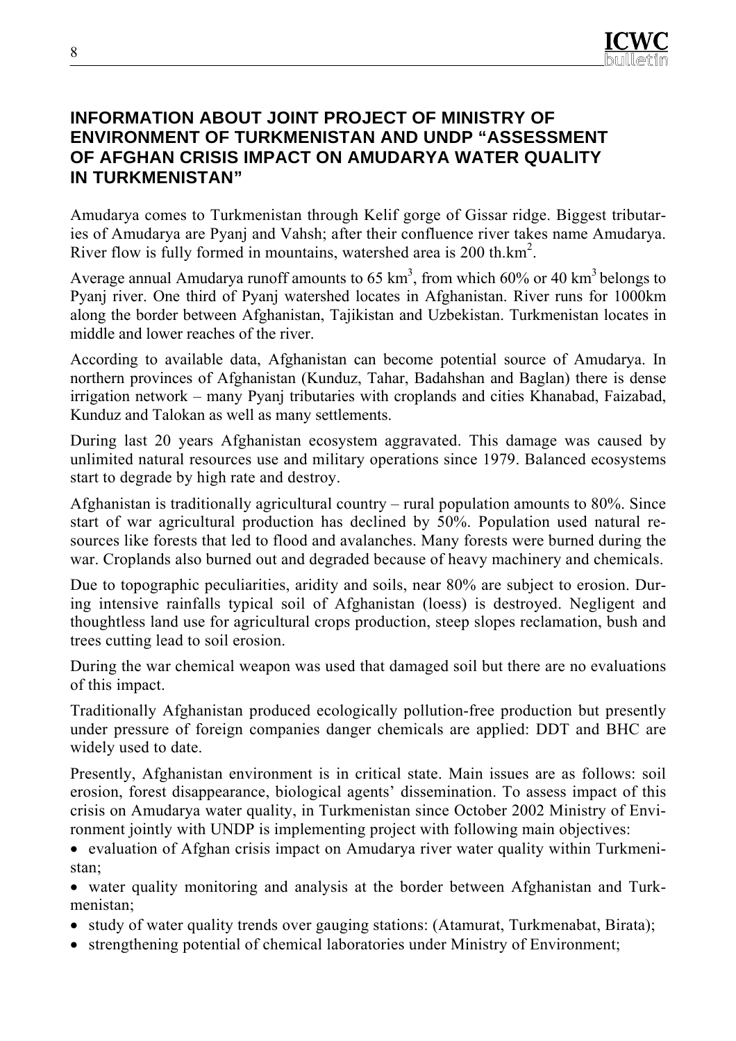## INFORMATION ABOUT JOINT PROJECT OF MINISTRY OF ENVIRONMENT OF TURKMENISTAN AND UNDP "ASSESSMENT OF AFGHAN CRISIS IMPACT ON AMUDARYA WATER QUALITY IN TURKMENISTAN"

Amudarya comes to Turkmenistan through Kelif gorge of Gissar ridge. Biggest tributaries of Amudarya are Pyanj and Vahsh; after their confluence river takes name Amudarya. River flow is fully formed in mountains, watershed area is 200 th.km$^2$.

Average annual Amudarya runoff amounts to 65 km$^3$, from which 60% or 40 km$^3$ belongs to Pyanj river. One third of Pyanj watershed locates in Afghanistan. River runs for 1000km along the border between Afghanistan, Tajikistan and Uzbekistan. Turkmenistan locates in middle and lower reaches of the river.

According to available data, Afghanistan can become potential source of Amudarya. In northern provinces of Afghanistan (Kunduz, Tahar, Badahshan and Baglan) there is dense irrigation network – many Pyanj tributaries with croplands and cities Khanabad, Faizabad, Kunduz and Talokan as well as many settlements.

During last 20 years Afghanistan ecosystem aggravated. This damage was caused by unlimited natural resources use and military operations since 1979. Balanced ecosystems start to degrade by high rate and destroy.

Afghanistan is traditionally agricultural country – rural population amounts to 80%. Since start of war agricultural production has declined by 50%. Population used natural resources like forests that led to flood and avalanches. Many forests were burned during the war. Croplands also burned out and degraded because of heavy machinery and chemicals.

Due to topographic peculiarities, aridity and soils, near 80% are subject to erosion. During intensive rainfalls typical soil of Afghanistan (loess) is destroyed. Negligent and thoughtless land use for agricultural crops production, steep slopes reclamation, bush and trees cutting lead to soil erosion.

During the war chemical weapon was used that damaged soil but there are no evaluations of this impact.

Traditionally Afghanistan produced ecologically pollution-free production but presently under pressure of foreign companies danger chemicals are applied: DDT and BHC are widely used to date.

Presently, Afghanistan environment is in critical state. Main issues are as follows: soil erosion, forest disappearance, biological agents' dissemination. To assess impact of this crisis on Amudarya water quality, in Turkmenistan since October 2002 Ministry of Environment jointly with UNDP is implementing project with following main objectives:

- evaluation of Afghan crisis impact on Amudarya river water quality within Turkmenistan;
- water quality monitoring and analysis at the border between Afghanistan and Turkmenistan;
- study of water quality trends over gauging stations: (Atamurat, Turkmenabat, Birata);
- strengthening potential of chemical laboratories under Ministry of Environment;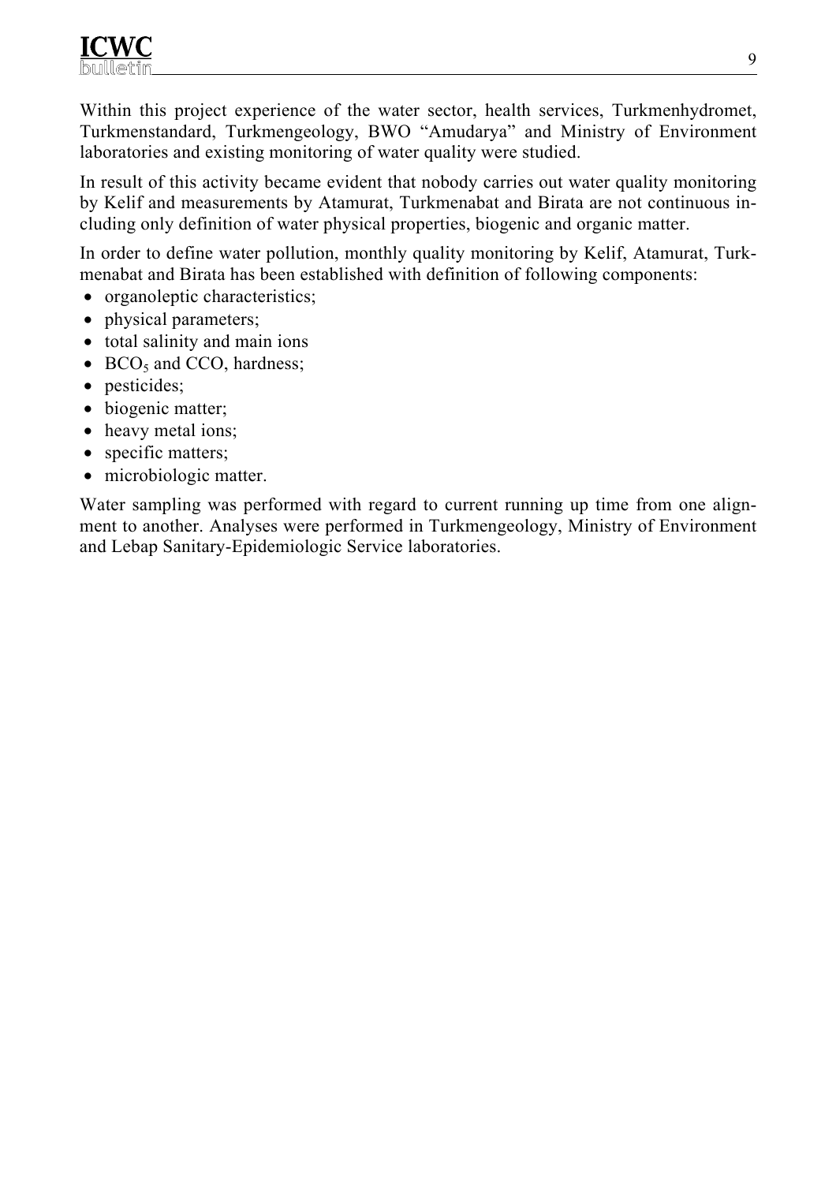Within this project experience of the water sector, health services, Turkmenhydromet, Turkmenstandard, Turkmengeology, BWO "Amudarya" and Ministry of Environment laboratories and existing monitoring of water quality were studied.

In result of this activity became evident that nobody carries out water quality monitoring by Kelif and measurements by Atamurat, Turkmenabat and Birata are not continuous including only definition of water physical properties, biogenic and organic matter.

In order to define water pollution, monthly quality monitoring by Kelif, Atamurat, Turkmenabat and Birata has been established with definition of following components:

- organoleptic characteristics;
- physical parameters;
- total salinity and main ions
- $BCO_5$ and CCO, hardness;
- pesticides;
- biogenic matter;
- heavy metal ions;
- specific matters;
- microbiologic matter.

Water sampling was performed with regard to current running up time from one alignment to another. Analyses were performed in Turkmengeology, Ministry of Environment and Lebap Sanitary-Epidemiologic Service laboratories.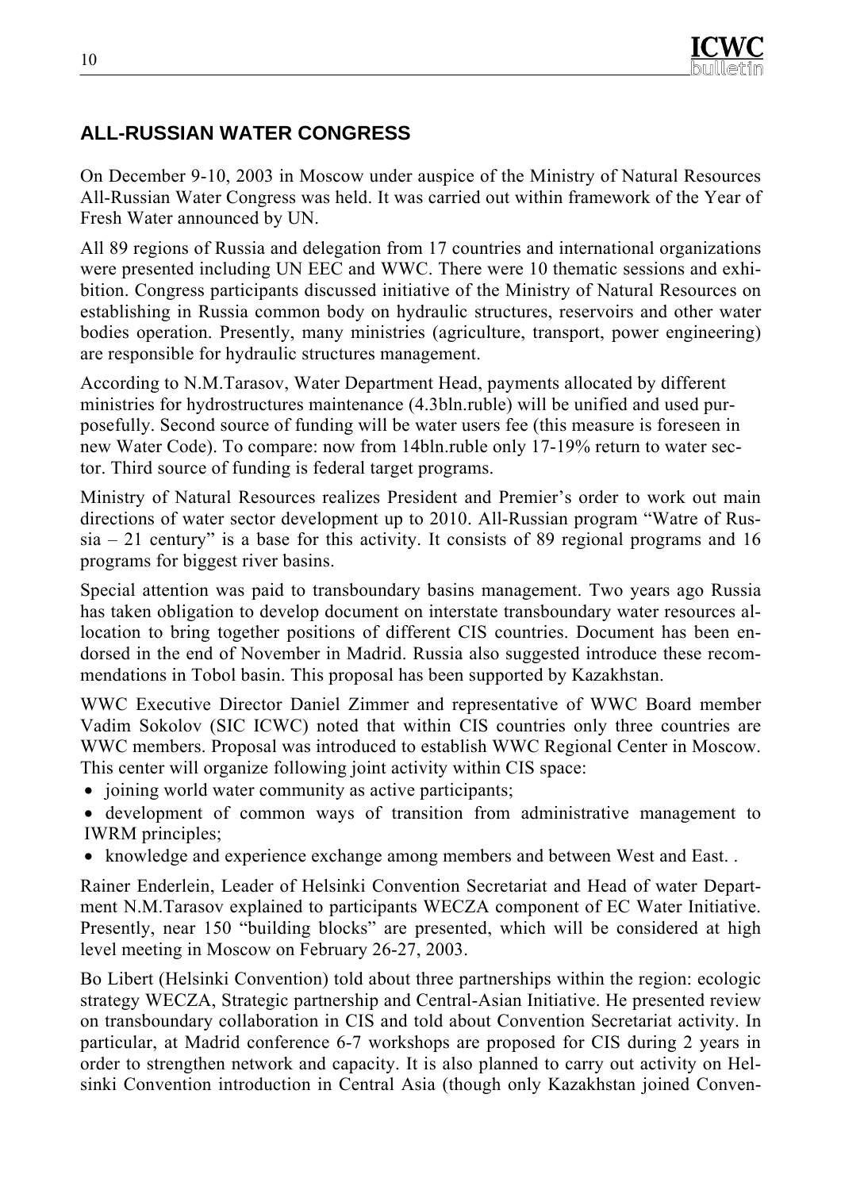## ALL-RUSSIAN WATER CONGRESS

On December 9-10, 2003 in Moscow under auspice of the Ministry of Natural Resources All-Russian Water Congress was held. It was carried out within framework of the Year of Fresh Water announced by UN.

All 89 regions of Russia and delegation from 17 countries and international organizations were presented including UN EEC and WWC. There were 10 thematic sessions and exhibition. Congress participants discussed initiative of the Ministry of Natural Resources on establishing in Russia common body on hydraulic structures, reservoirs and other water bodies operation. Presently, many ministries (agriculture, transport, power engineering) are responsible for hydraulic structures management.

According to N.M.Tarasov, Water Department Head, payments allocated by different ministries for hydrostructures maintenance (4.3bln.ruble) will be unified and used purposefully. Second source of funding will be water users fee (this measure is foreseen in new Water Code). To compare: now from 14bln.ruble only 17-19% return to water sector. Third source of funding is federal target programs.

Ministry of Natural Resources realizes President and Premier's order to work out main directions of water sector development up to 2010. All-Russian program "Watre of Russia – 21 century" is a base for this activity. It consists of 89 regional programs and 16 programs for biggest river basins.

Special attention was paid to transboundary basins management. Two years ago Russia has taken obligation to develop document on interstate transboundary water resources allocation to bring together positions of different CIS countries. Document has been endorsed in the end of November in Madrid. Russia also suggested introduce these recommendations in Tobol basin. This proposal has been supported by Kazakhstan.

WWC Executive Director Daniel Zimmer and representative of WWC Board member Vadim Sokolov (SIC ICWC) noted that within CIS countries only three countries are WWC members. Proposal was introduced to establish WWC Regional Center in Moscow. This center will organize following joint activity within CIS space:

- joining world water community as active participants;
- development of common ways of transition from administrative management to IWRM principles;
- knowledge and experience exchange among members and between West and East. .

Rainer Enderlein, Leader of Helsinki Convention Secretariat and Head of water Department N.M.Tarasov explained to participants WECZA component of EC Water Initiative. Presently, near 150 "building blocks" are presented, which will be considered at high level meeting in Moscow on February 26-27, 2003.

Bo Libert (Helsinki Convention) told about three partnerships within the region: ecologic strategy WECZA, Strategic partnership and Central-Asian Initiative. He presented review on transboundary collaboration in CIS and told about Convention Secretariat activity. In particular, at Madrid conference 6-7 workshops are proposed for CIS during 2 years in order to strengthen network and capacity. It is also planned to carry out activity on Helsinki Convention introduction in Central Asia (though only Kazakhstan joined Conven-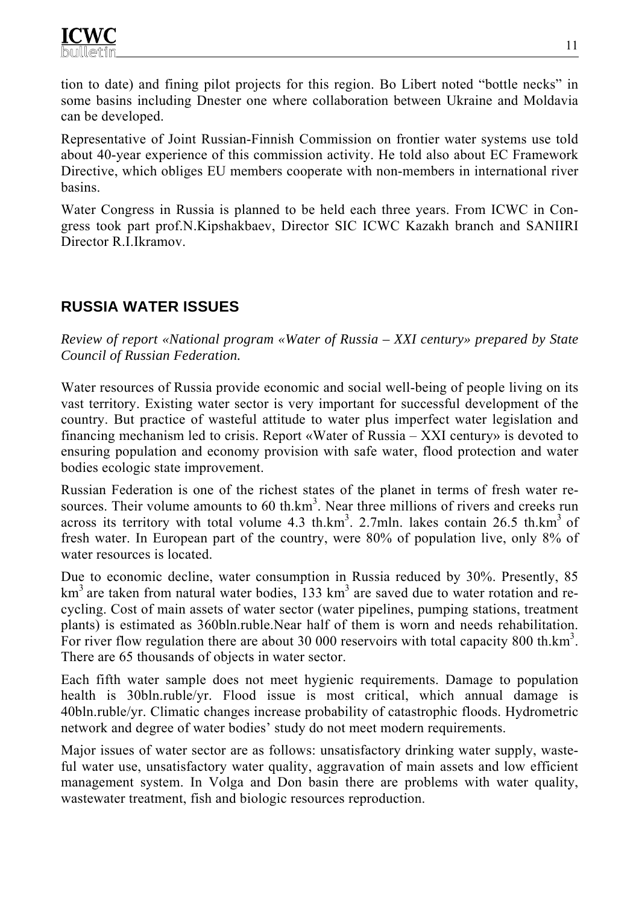tion to date) and fining pilot projects for this region. Bo Libert noted "bottle necks" in some basins including Dnester one where collaboration between Ukraine and Moldavia can be developed.

Representative of Joint Russian-Finnish Commission on frontier water systems use told about 40-year experience of this commission activity. He told also about EC Framework Directive, which obliges EU members cooperate with non-members in international river basins.

Water Congress in Russia is planned to be held each three years. From ICWC in Congress took part prof.N.Kipshakbaev, Director SIC ICWC Kazakh branch and SANIIRI Director R.I.Ikramov.

## RUSSIA WATER ISSUES

*Review of report «National program «Water of Russia – XXI century» prepared by State Council of Russian Federation.*

Water resources of Russia provide economic and social well-being of people living on its vast territory. Existing water sector is very important for successful development of the country. But practice of wasteful attitude to water plus imperfect water legislation and financing mechanism led to crisis. Report «Water of Russia – XXI century» is devoted to ensuring population and economy provision with safe water, flood protection and water bodies ecologic state improvement.

Russian Federation is one of the richest states of the planet in terms of fresh water resources. Their volume amounts to 60 th.km$^3$. Near three millions of rivers and creeks run across its territory with total volume 4.3 th.km$^3$. 2.7mln. lakes contain 26.5 th.km$^3$ of fresh water. In European part of the country, were 80% of population live, only 8% of water resources is located.

Due to economic decline, water consumption in Russia reduced by 30%. Presently, 85 km$^3$ are taken from natural water bodies, 133 km$^3$ are saved due to water rotation and recycling. Cost of main assets of water sector (water pipelines, pumping stations, treatment plants) is estimated as 360bln.ruble.Near half of them is worn and needs rehabilitation. For river flow regulation there are about 30 000 reservoirs with total capacity 800 th.km$^3$. There are 65 thousands of objects in water sector.

Each fifth water sample does not meet hygienic requirements. Damage to population health is 30bln.ruble/yr. Flood issue is most critical, which annual damage is 40bln.ruble/yr. Climatic changes increase probability of catastrophic floods. Hydrometric network and degree of water bodies' study do not meet modern requirements.

Major issues of water sector are as follows: unsatisfactory drinking water supply, wasteful water use, unsatisfactory water quality, aggravation of main assets and low efficient management system. In Volga and Don basin there are problems with water quality, wastewater treatment, fish and biologic resources reproduction.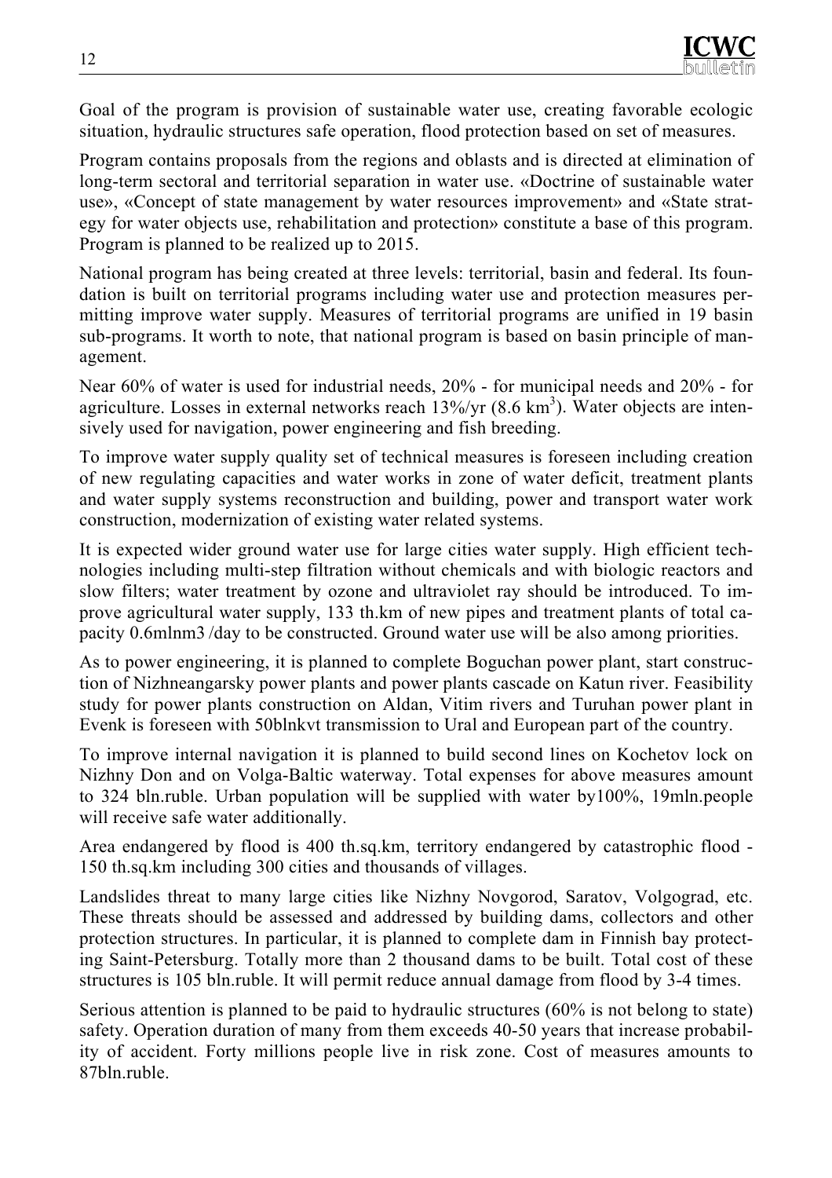Goal of the program is provision of sustainable water use, creating favorable ecologic situation, hydraulic structures safe operation, flood protection based on set of measures.

Program contains proposals from the regions and oblasts and is directed at elimination of long-term sectoral and territorial separation in water use. «Doctrine of sustainable water use», «Concept of state management by water resources improvement» and «State strategy for water objects use, rehabilitation and protection» constitute a base of this program. Program is planned to be realized up to 2015.

National program has being created at three levels: territorial, basin and federal. Its foundation is built on territorial programs including water use and protection measures permitting improve water supply. Measures of territorial programs are unified in 19 basin sub-programs. It worth to note, that national program is based on basin principle of management.

Near 60% of water is used for industrial needs, 20% - for municipal needs and 20% - for agriculture. Losses in external networks reach 13%/yr (8.6 $km^3$). Water objects are intensively used for navigation, power engineering and fish breeding.

To improve water supply quality set of technical measures is foreseen including creation of new regulating capacities and water works in zone of water deficit, treatment plants and water supply systems reconstruction and building, power and transport water work construction, modernization of existing water related systems.

It is expected wider ground water use for large cities water supply. High efficient technologies including multi-step filtration without chemicals and with biologic reactors and slow filters; water treatment by ozone and ultraviolet ray should be introduced. To improve agricultural water supply, 133 th.km of new pipes and treatment plants of total capacity 0.6mlnm3 /day to be constructed. Ground water use will be also among priorities.

As to power engineering, it is planned to complete Boguchan power plant, start construction of Nizhneangarsky power plants and power plants cascade on Katun river. Feasibility study for power plants construction on Aldan, Vitim rivers and Turuhan power plant in Evenk is foreseen with 50blnkvt transmission to Ural and European part of the country.

To improve internal navigation it is planned to build second lines on Kochetov lock on Nizhny Don and on Volga-Baltic waterway. Total expenses for above measures amount to 324 bln.ruble. Urban population will be supplied with water by100%, 19mln.people will receive safe water additionally.

Area endangered by flood is 400 th.sq.km, territory endangered by catastrophic flood - 150 th.sq.km including 300 cities and thousands of villages.

Landslides threat to many large cities like Nizhny Novgorod, Saratov, Volgograd, etc. These threats should be assessed and addressed by building dams, collectors and other protection structures. In particular, it is planned to complete dam in Finnish bay protecting Saint-Petersburg. Totally more than 2 thousand dams to be built. Total cost of these structures is 105 bln.ruble. It will permit reduce annual damage from flood by 3-4 times.

Serious attention is planned to be paid to hydraulic structures (60% is not belong to state) safety. Operation duration of many from them exceeds 40-50 years that increase probability of accident. Forty millions people live in risk zone. Cost of measures amounts to 87bln.ruble.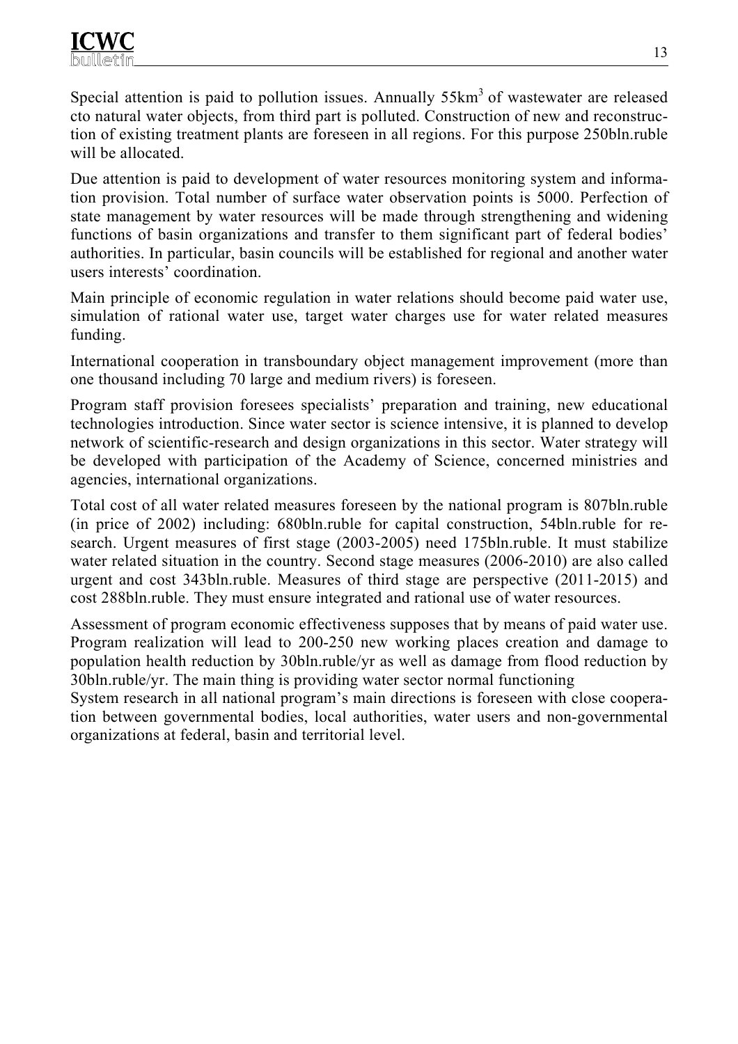Special attention is paid to pollution issues. Annually 55km$^3$ of wastewater are released cto natural water objects, from third part is polluted. Construction of new and reconstruction of existing treatment plants are foreseen in all regions. For this purpose 250bln.ruble will be allocated.

Due attention is paid to development of water resources monitoring system and information provision. Total number of surface water observation points is 5000. Perfection of state management by water resources will be made through strengthening and widening functions of basin organizations and transfer to them significant part of federal bodies' authorities. In particular, basin councils will be established for regional and another water users interests' coordination.

Main principle of economic regulation in water relations should become paid water use, simulation of rational water use, target water charges use for water related measures funding.

International cooperation in transboundary object management improvement (more than one thousand including 70 large and medium rivers) is foreseen.

Program staff provision foresees specialists' preparation and training, new educational technologies introduction. Since water sector is science intensive, it is planned to develop network of scientific-research and design organizations in this sector. Water strategy will be developed with participation of the Academy of Science, concerned ministries and agencies, international organizations.

Total cost of all water related measures foreseen by the national program is 807bln.ruble (in price of 2002) including: 680bln.ruble for capital construction, 54bln.ruble for research. Urgent measures of first stage (2003-2005) need 175bln.ruble. It must stabilize water related situation in the country. Second stage measures (2006-2010) are also called urgent and cost 343bln.ruble. Measures of third stage are perspective (2011-2015) and cost 288bln.ruble. They must ensure integrated and rational use of water resources.

Assessment of program economic effectiveness supposes that by means of paid water use. Program realization will lead to 200-250 new working places creation and damage to population health reduction by 30bln.ruble/yr as well as damage from flood reduction by 30bln.ruble/yr. The main thing is providing water sector normal functioning

System research in all national program's main directions is foreseen with close cooperation between governmental bodies, local authorities, water users and non-governmental organizations at federal, basin and territorial level.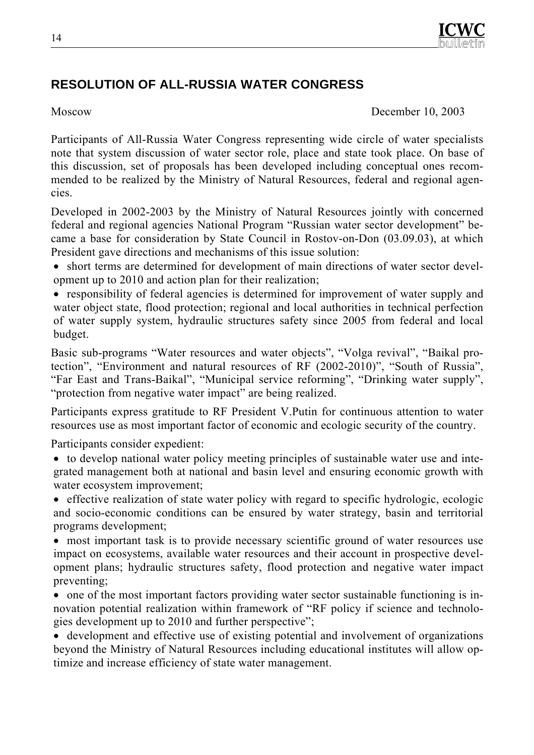## RESOLUTION OF ALL-RUSSIA WATER CONGRESS

Moscow December 10, 2003

Participants of All-Russia Water Congress representing wide circle of water specialists note that system discussion of water sector role, place and state took place. On base of this discussion, set of proposals has been developed including conceptual ones recommended to be realized by the Ministry of Natural Resources, federal and regional agencies.

Developed in 2002-2003 by the Ministry of Natural Resources jointly with concerned federal and regional agencies National Program "Russian water sector development" became a base for consideration by State Council in Rostov-on-Don (03.09.03), at which President gave directions and mechanisms of this issue solution:

- short terms are determined for development of main directions of water sector development up to 2010 and action plan for their realization;
- responsibility of federal agencies is determined for improvement of water supply and water object state, flood protection; regional and local authorities in technical perfection of water supply system, hydraulic structures safety since 2005 from federal and local budget.

Basic sub-programs "Water resources and water objects", "Volga revival", "Baikal protection", "Environment and natural resources of RF (2002-2010)", "South of Russia", "Far East and Trans-Baikal", "Municipal service reforming", "Drinking water supply", "protection from negative water impact" are being realized.

Participants express gratitude to RF President V.Putin for continuous attention to water resources use as most important factor of economic and ecologic security of the country.

Participants consider expedient:

- to develop national water policy meeting principles of sustainable water use and integrated management both at national and basin level and ensuring economic growth with water ecosystem improvement;
- effective realization of state water policy with regard to specific hydrologic, ecologic and socio-economic conditions can be ensured by water strategy, basin and territorial programs development;
- most important task is to provide necessary scientific ground of water resources use impact on ecosystems, available water resources and their account in prospective development plans; hydraulic structures safety, flood protection and negative water impact preventing;
- one of the most important factors providing water sector sustainable functioning is innovation potential realization within framework of "RF policy if science and technologies development up to 2010 and further perspective";
- development and effective use of existing potential and involvement of organizations beyond the Ministry of Natural Resources including educational institutes will allow optimize and increase efficiency of state water management.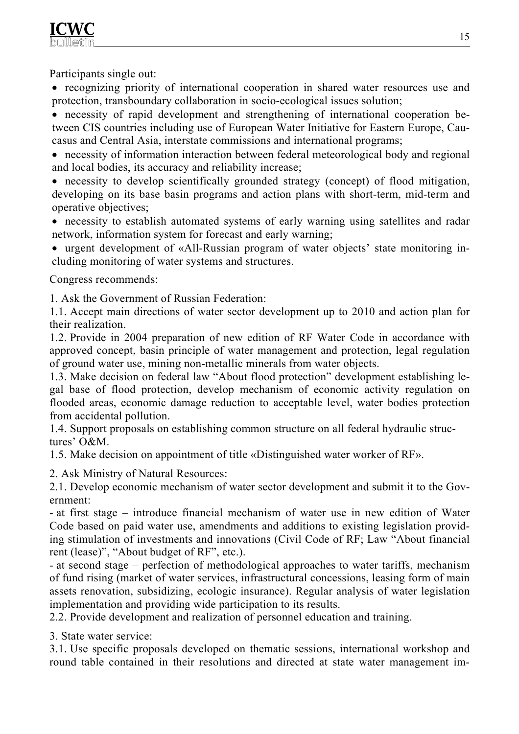Participants single out:

- recognizing priority of international cooperation in shared water resources use and protection, transboundary collaboration in socio-ecological issues solution;
- necessity of rapid development and strengthening of international cooperation between CIS countries including use of European Water Initiative for Eastern Europe, Caucasus and Central Asia, interstate commissions and international programs;
- necessity of information interaction between federal meteorological body and regional and local bodies, its accuracy and reliability increase;
- necessity to develop scientifically grounded strategy (concept) of flood mitigation, developing on its base basin programs and action plans with short-term, mid-term and operative objectives;
- necessity to establish automated systems of early warning using satellites and radar network, information system for forecast and early warning;
- urgent development of «All-Russian program of water objects' state monitoring including monitoring of water systems and structures.

Congress recommends:

1. Ask the Government of Russian Federation:

1.1. Accept main directions of water sector development up to 2010 and action plan for their realization.

1.2. Provide in 2004 preparation of new edition of RF Water Code in accordance with approved concept, basin principle of water management and protection, legal regulation of ground water use, mining non-metallic minerals from water objects.

1.3. Make decision on federal law "About flood protection" development establishing legal base of flood protection, develop mechanism of economic activity regulation on flooded areas, economic damage reduction to acceptable level, water bodies protection from accidental pollution.

1.4. Support proposals on establishing common structure on all federal hydraulic structures' O&M.

1.5. Make decision on appointment of title «Distinguished water worker of RF».

2. Ask Ministry of Natural Resources:

2.1. Develop economic mechanism of water sector development and submit it to the Government:

- at first stage – introduce financial mechanism of water use in new edition of Water Code based on paid water use, amendments and additions to existing legislation providing stimulation of investments and innovations (Civil Code of RF; Law "About financial rent (lease)", "About budget of RF", etc.).

- at second stage – perfection of methodological approaches to water tariffs, mechanism of fund rising (market of water services, infrastructural concessions, leasing form of main assets renovation, subsidizing, ecologic insurance). Regular analysis of water legislation implementation and providing wide participation to its results.

2.2. Provide development and realization of personnel education and training.

3. State water service:

3.1. Use specific proposals developed on thematic sessions, international workshop and round table contained in their resolutions and directed at state water management im-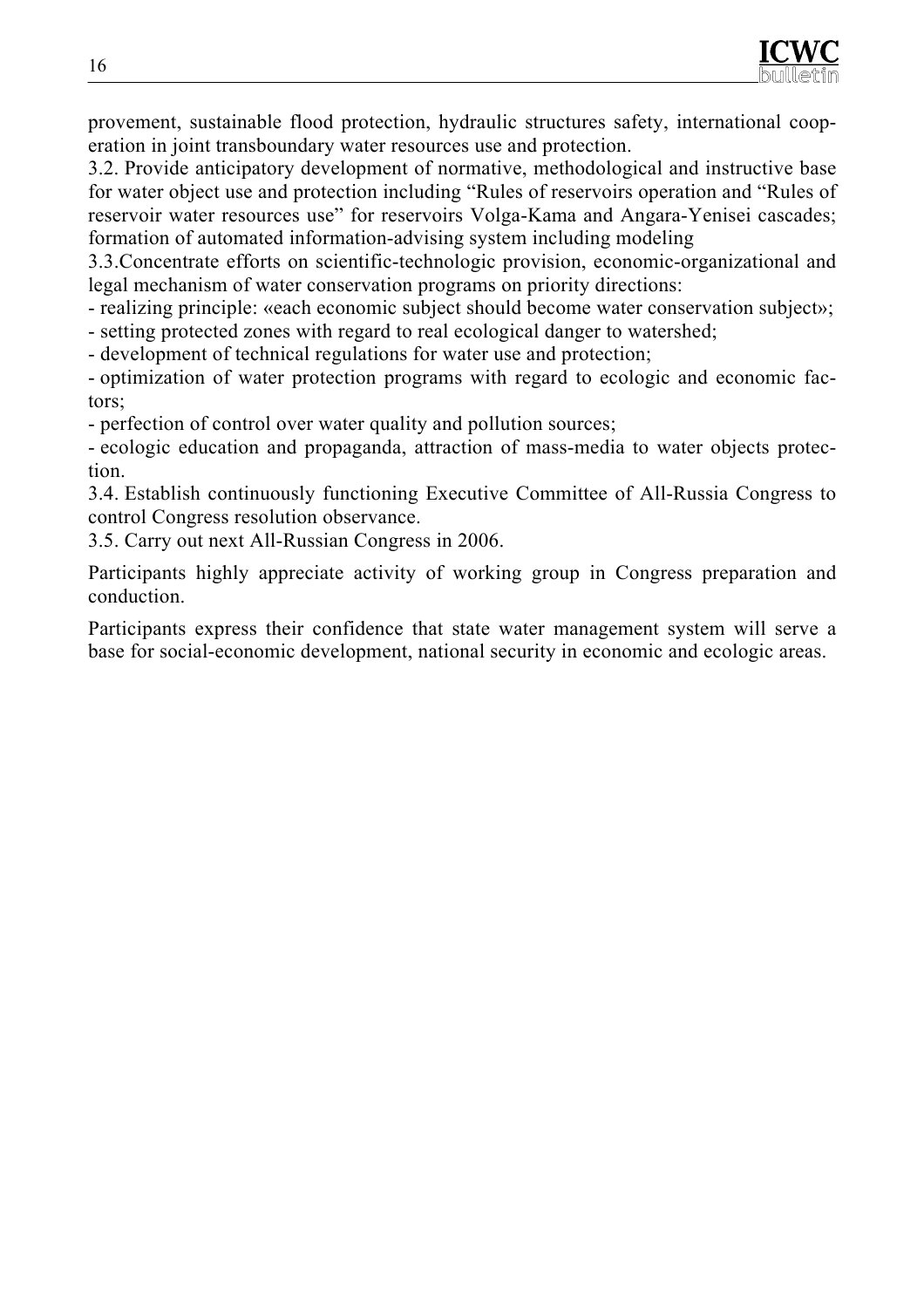provement, sustainable flood protection, hydraulic structures safety, international cooperation in joint transboundary water resources use and protection.

3.2. Provide anticipatory development of normative, methodological and instructive base for water object use and protection including "Rules of reservoirs operation and "Rules of reservoir water resources use" for reservoirs Volga-Kama and Angara-Yenisei cascades; formation of automated information-advising system including modeling

3.3.Concentrate efforts on scientific-technologic provision, economic-organizational and legal mechanism of water conservation programs on priority directions:

- realizing principle: «each economic subject should become water conservation subject»;
- setting protected zones with regard to real ecological danger to watershed;
- development of technical regulations for water use and protection;
- optimization of water protection programs with regard to ecologic and economic factors;
- perfection of control over water quality and pollution sources;
- ecologic education and propaganda, attraction of mass-media to water objects protection.

3.4. Establish continuously functioning Executive Committee of All-Russia Congress to control Congress resolution observance.

3.5. Carry out next All-Russian Congress in 2006.

Participants highly appreciate activity of working group in Congress preparation and conduction.

Participants express their confidence that state water management system will serve a base for social-economic development, national security in economic and ecologic areas.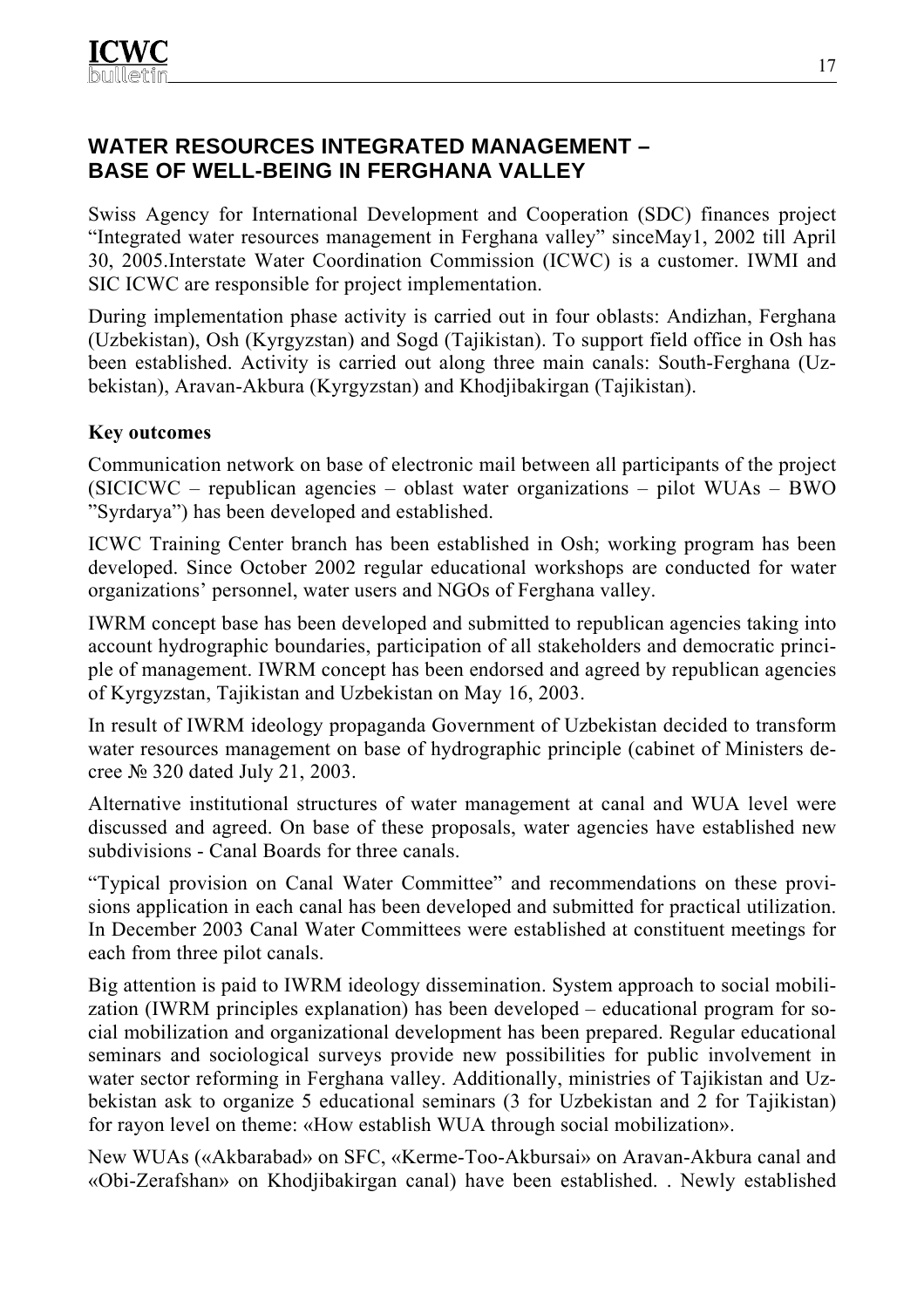## WATER RESOURCES INTEGRATED MANAGEMENT – BASE OF WELL-BEING IN FERGHANA VALLEY

Swiss Agency for International Development and Cooperation (SDC) finances project "Integrated water resources management in Ferghana valley" sinceMay1, 2002 till April 30, 2005.Interstate Water Coordination Commission (ICWC) is a customer. IWMI and SIC ICWC are responsible for project implementation.

During implementation phase activity is carried out in four oblasts: Andizhan, Ferghana (Uzbekistan), Osh (Kyrgyzstan) and Sogd (Tajikistan). To support field office in Osh has been established. Activity is carried out along three main canals: South-Ferghana (Uzbekistan), Aravan-Akbura (Kyrgyzstan) and Khodjibakirgan (Tajikistan).

**Key outcomes**

Communication network on base of electronic mail between all participants of the project (SICICWC – republican agencies – oblast water organizations – pilot WUAs – BWO "Syrdarya") has been developed and established.

ICWC Training Center branch has been established in Osh; working program has been developed. Since October 2002 regular educational workshops are conducted for water organizations' personnel, water users and NGOs of Ferghana valley.

IWRM concept base has been developed and submitted to republican agencies taking into account hydrographic boundaries, participation of all stakeholders and democratic principle of management. IWRM concept has been endorsed and agreed by republican agencies of Kyrgyzstan, Tajikistan and Uzbekistan on May 16, 2003.

In result of IWRM ideology propaganda Government of Uzbekistan decided to transform water resources management on base of hydrographic principle (cabinet of Ministers decree № 320 dated July 21, 2003.

Alternative institutional structures of water management at canal and WUA level were discussed and agreed. On base of these proposals, water agencies have established new subdivisions - Canal Boards for three canals.

"Typical provision on Canal Water Committee" and recommendations on these provisions application in each canal has been developed and submitted for practical utilization. In December 2003 Canal Water Committees were established at constituent meetings for each from three pilot canals.

Big attention is paid to IWRM ideology dissemination. System approach to social mobilization (IWRM principles explanation) has been developed – educational program for social mobilization and organizational development has been prepared. Regular educational seminars and sociological surveys provide new possibilities for public involvement in water sector reforming in Ferghana valley. Additionally, ministries of Tajikistan and Uzbekistan ask to organize 5 educational seminars (3 for Uzbekistan and 2 for Tajikistan) for rayon level on theme: «How establish WUA through social mobilization».

New WUAs («Akbarabad» on SFC, «Kerme-Too-Akbursai» on Aravan-Akbura canal and «Obi-Zerafshan» on Khodjibakirgan canal) have been established. . Newly established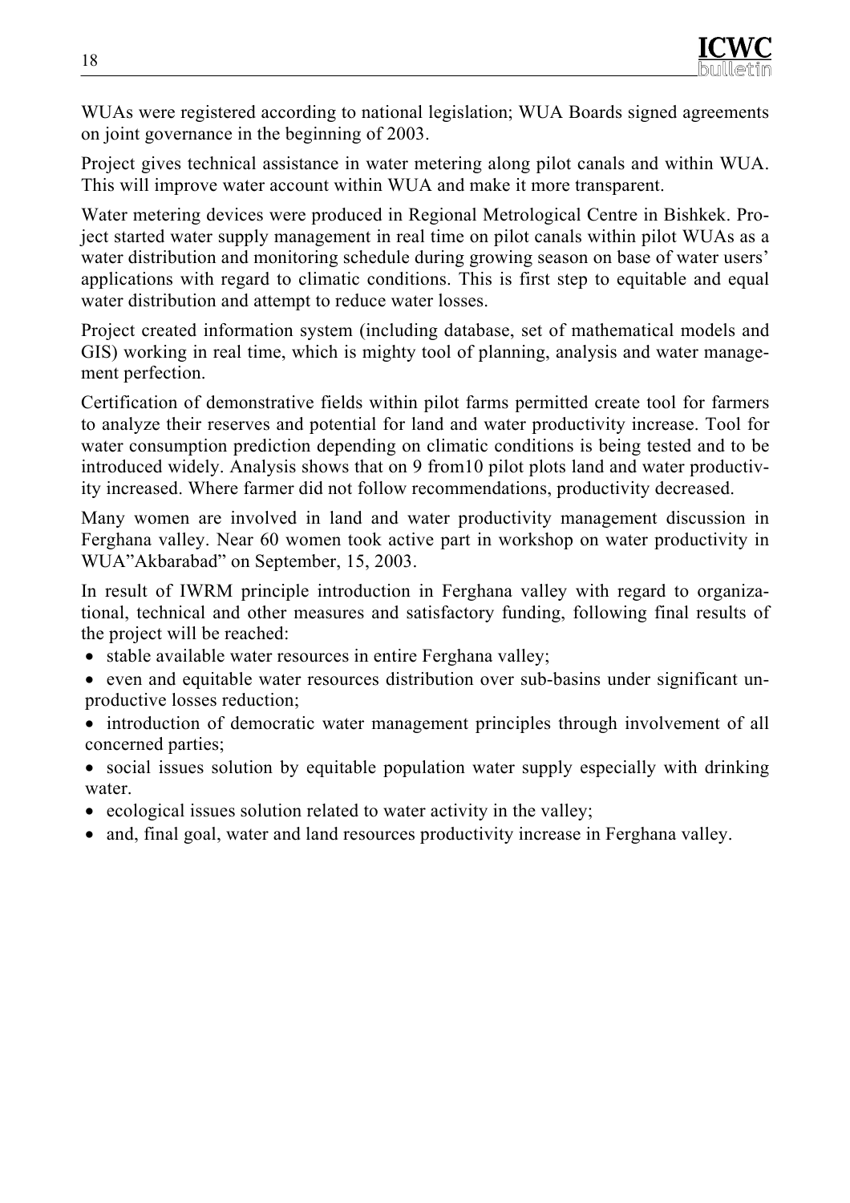WUAs were registered according to national legislation; WUA Boards signed agreements on joint governance in the beginning of 2003.

Project gives technical assistance in water metering along pilot canals and within WUA. This will improve water account within WUA and make it more transparent.

Water metering devices were produced in Regional Metrological Centre in Bishkek. Project started water supply management in real time on pilot canals within pilot WUAs as a water distribution and monitoring schedule during growing season on base of water users' applications with regard to climatic conditions. This is first step to equitable and equal water distribution and attempt to reduce water losses.

Project created information system (including database, set of mathematical models and GIS) working in real time, which is mighty tool of planning, analysis and water management perfection.

Certification of demonstrative fields within pilot farms permitted create tool for farmers to analyze their reserves and potential for land and water productivity increase. Tool for water consumption prediction depending on climatic conditions is being tested and to be introduced widely. Analysis shows that on 9 from10 pilot plots land and water productivity increased. Where farmer did not follow recommendations, productivity decreased.

Many women are involved in land and water productivity management discussion in Ferghana valley. Near 60 women took active part in workshop on water productivity in WUA"Akbarabad" on September, 15, 2003.

In result of IWRM principle introduction in Ferghana valley with regard to organizational, technical and other measures and satisfactory funding, following final results of the project will be reached:

- stable available water resources in entire Ferghana valley;
- even and equitable water resources distribution over sub-basins under significant unproductive losses reduction;
- introduction of democratic water management principles through involvement of all concerned parties;
- social issues solution by equitable population water supply especially with drinking water.
- ecological issues solution related to water activity in the valley;
- and, final goal, water and land resources productivity increase in Ferghana valley.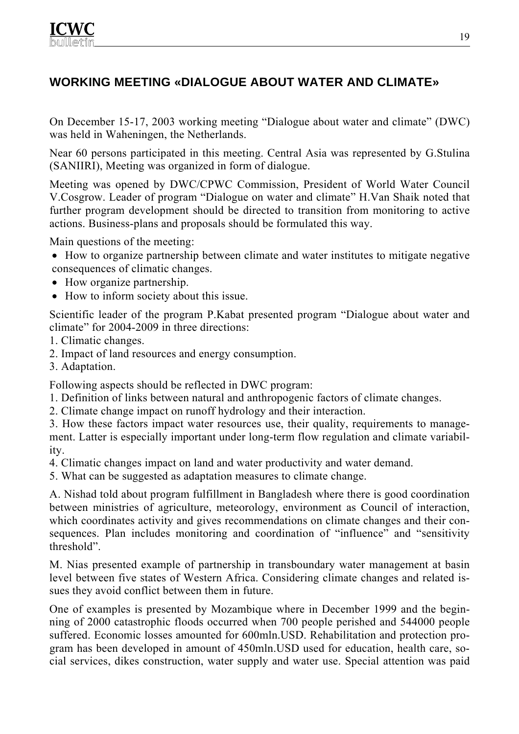## WORKING MEETING «DIALOGUE ABOUT WATER AND CLIMATE»

On December 15-17, 2003 working meeting "Dialogue about water and climate" (DWC) was held in Waheningen, the Netherlands.

Near 60 persons participated in this meeting. Central Asia was represented by G.Stulina (SANIIRI), Meeting was organized in form of dialogue.

Meeting was opened by DWC/CPWC Commission, President of World Water Council V.Cosgrow. Leader of program "Dialogue on water and climate" H.Van Shaik noted that further program development should be directed to transition from monitoring to active actions. Business-plans and proposals should be formulated this way.

Main questions of the meeting:

- How to organize partnership between climate and water institutes to mitigate negative consequences of climatic changes.
- How organize partnership.
- How to inform society about this issue.

Scientific leader of the program P.Kabat presented program "Dialogue about water and climate" for 2004-2009 in three directions:

1. Climatic changes.
2. Impact of land resources and energy consumption.
3. Adaptation.

Following aspects should be reflected in DWC program:

1. Definition of links between natural and anthropogenic factors of climate changes.
2. Climate change impact on runoff hydrology and their interaction.
3. How these factors impact water resources use, their quality, requirements to management. Latter is especially important under long-term flow regulation and climate variability.
4. Climatic changes impact on land and water productivity and water demand.
5. What can be suggested as adaptation measures to climate change.

A. Nishad told about program fulfillment in Bangladesh where there is good coordination between ministries of agriculture, meteorology, environment as Council of interaction, which coordinates activity and gives recommendations on climate changes and their consequences. Plan includes monitoring and coordination of "influence" and "sensitivity threshold".

M. Nias presented example of partnership in transboundary water management at basin level between five states of Western Africa. Considering climate changes and related issues they avoid conflict between them in future.

One of examples is presented by Mozambique where in December 1999 and the beginning of 2000 catastrophic floods occurred when 700 people perished and 544000 people suffered. Economic losses amounted for 600mln.USD. Rehabilitation and protection program has been developed in amount of 450mln.USD used for education, health care, social services, dikes construction, water supply and water use. Special attention was paid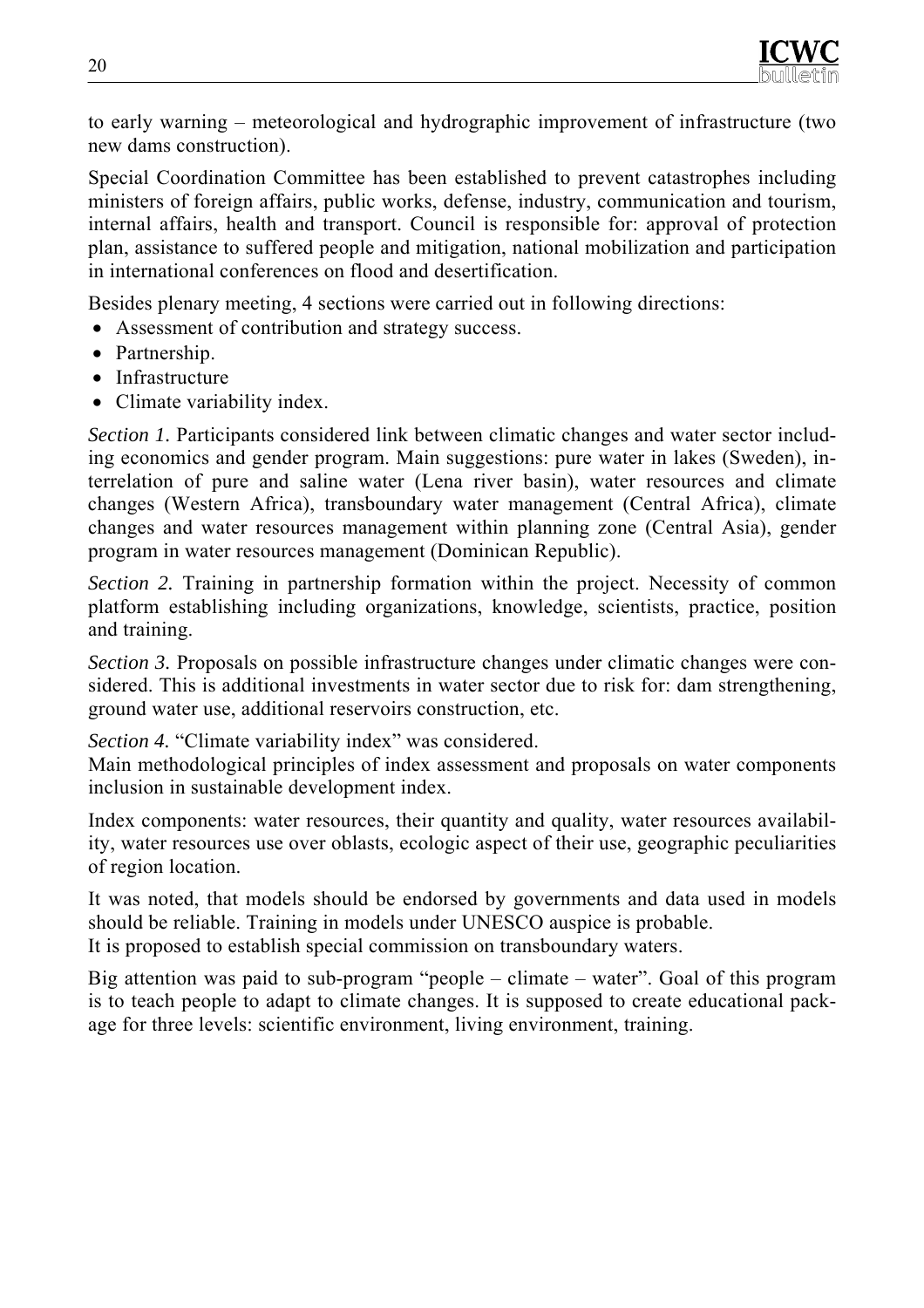to early warning – meteorological and hydrographic improvement of infrastructure (two new dams construction).

Special Coordination Committee has been established to prevent catastrophes including ministers of foreign affairs, public works, defense, industry, communication and tourism, internal affairs, health and transport. Council is responsible for: approval of protection plan, assistance to suffered people and mitigation, national mobilization and participation in international conferences on flood and desertification.

Besides plenary meeting, 4 sections were carried out in following directions:

- Assessment of contribution and strategy success.
- Partnership.
- Infrastructure
- Climate variability index.

*Section 1.* Participants considered link between climatic changes and water sector including economics and gender program. Main suggestions: pure water in lakes (Sweden), interrelation of pure and saline water (Lena river basin), water resources and climate changes (Western Africa), transboundary water management (Central Africa), climate changes and water resources management within planning zone (Central Asia), gender program in water resources management (Dominican Republic).

*Section 2.* Training in partnership formation within the project. Necessity of common platform establishing including organizations, knowledge, scientists, practice, position and training.

*Section 3.* Proposals on possible infrastructure changes under climatic changes were considered. This is additional investments in water sector due to risk for: dam strengthening, ground water use, additional reservoirs construction, etc.

*Section 4.* "Climate variability index" was considered.
Main methodological principles of index assessment and proposals on water components inclusion in sustainable development index.

Index components: water resources, their quantity and quality, water resources availability, water resources use over oblasts, ecologic aspect of their use, geographic peculiarities of region location.

It was noted, that models should be endorsed by governments and data used in models should be reliable. Training in models under UNESCO auspice is probable.
It is proposed to establish special commission on transboundary waters.

Big attention was paid to sub-program "people – climate – water". Goal of this program is to teach people to adapt to climate changes. It is supposed to create educational package for three levels: scientific environment, living environment, training.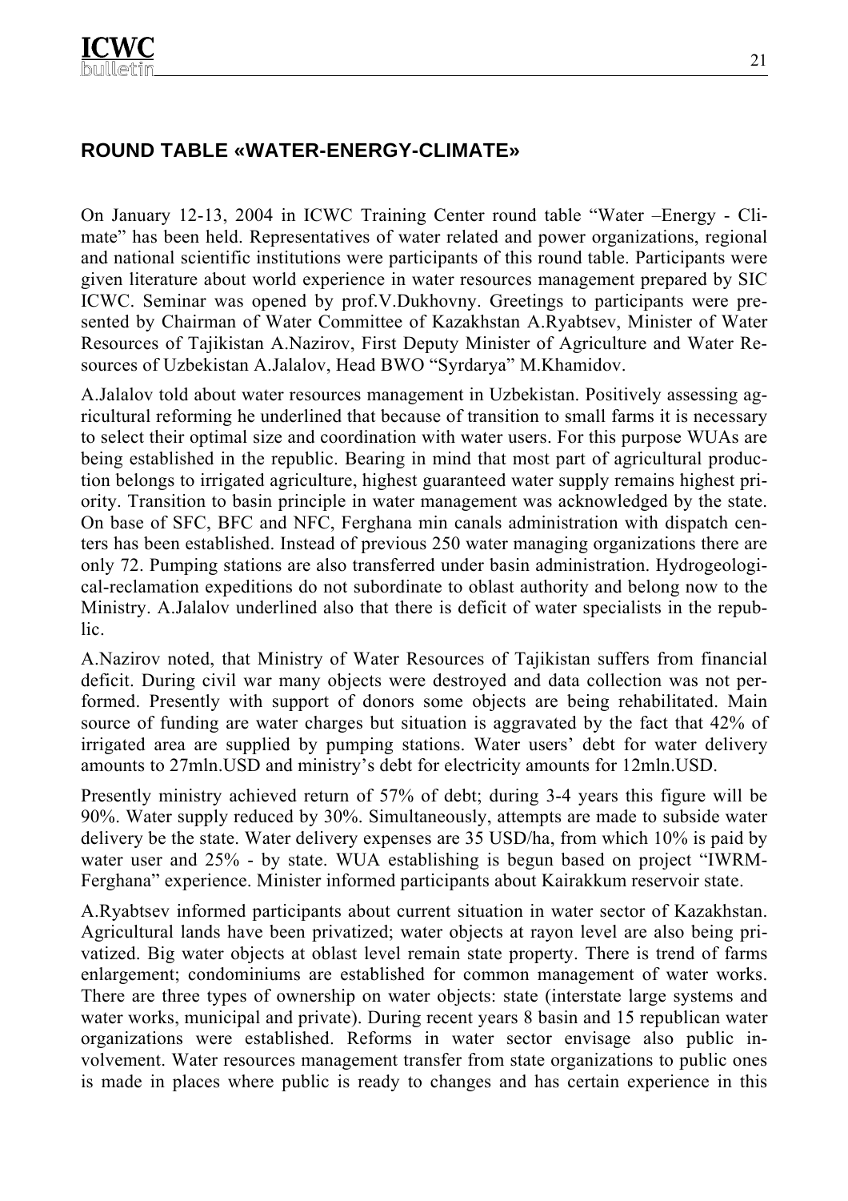## ROUND TABLE «WATER-ENERGY-CLIMATE»

On January 12-13, 2004 in ICWC Training Center round table "Water –Energy - Climate" has been held. Representatives of water related and power organizations, regional and national scientific institutions were participants of this round table. Participants were given literature about world experience in water resources management prepared by SIC ICWC. Seminar was opened by prof.V.Dukhovny. Greetings to participants were presented by Chairman of Water Committee of Kazakhstan A.Ryabtsev, Minister of Water Resources of Tajikistan A.Nazirov, First Deputy Minister of Agriculture and Water Resources of Uzbekistan A.Jalalov, Head BWO "Syrdarya" M.Khamidov.

A.Jalalov told about water resources management in Uzbekistan. Positively assessing agricultural reforming he underlined that because of transition to small farms it is necessary to select their optimal size and coordination with water users. For this purpose WUAs are being established in the republic. Bearing in mind that most part of agricultural production belongs to irrigated agriculture, highest guaranteed water supply remains highest priority. Transition to basin principle in water management was acknowledged by the state. On base of SFC, BFC and NFC, Ferghana min canals administration with dispatch centers has been established. Instead of previous 250 water managing organizations there are only 72. Pumping stations are also transferred under basin administration. Hydrogeological-reclamation expeditions do not subordinate to oblast authority and belong now to the Ministry. A.Jalalov underlined also that there is deficit of water specialists in the republic.

A.Nazirov noted, that Ministry of Water Resources of Tajikistan suffers from financial deficit. During civil war many objects were destroyed and data collection was not performed. Presently with support of donors some objects are being rehabilitated. Main source of funding are water charges but situation is aggravated by the fact that 42% of irrigated area are supplied by pumping stations. Water users' debt for water delivery amounts to 27mln.USD and ministry's debt for electricity amounts for 12mln.USD.

Presently ministry achieved return of 57% of debt; during 3-4 years this figure will be 90%. Water supply reduced by 30%. Simultaneously, attempts are made to subside water delivery be the state. Water delivery expenses are 35 USD/ha, from which 10% is paid by water user and 25% - by state. WUA establishing is begun based on project "IWRM-Ferghana" experience. Minister informed participants about Kairakkum reservoir state.

A.Ryabtsev informed participants about current situation in water sector of Kazakhstan. Agricultural lands have been privatized; water objects at rayon level are also being privatized. Big water objects at oblast level remain state property. There is trend of farms enlargement; condominiums are established for common management of water works. There are three types of ownership on water objects: state (interstate large systems and water works, municipal and private). During recent years 8 basin and 15 republican water organizations were established. Reforms in water sector envisage also public involvement. Water resources management transfer from state organizations to public ones is made in places where public is ready to changes and has certain experience in this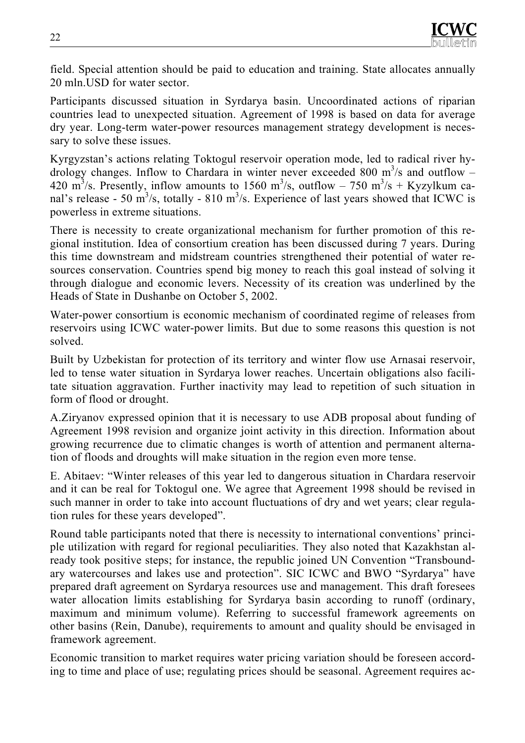field. Special attention should be paid to education and training. State allocates annually 20 mln.USD for water sector.

Participants discussed situation in Syrdarya basin. Uncoordinated actions of riparian countries lead to unexpected situation. Agreement of 1998 is based on data for average dry year. Long-term water-power resources management strategy development is necessary to solve these issues.

Kyrgyzstan's actions relating Toktogul reservoir operation mode, led to radical river hydrology changes. Inflow to Chardara in winter never exceeded 800 $m^3$/s and outflow – 420 $m^3$/s. Presently, inflow amounts to 1560 $m^3$/s, outflow – 750 $m^3$/s + Kyzylkum canal's release - 50 $m^3$/s, totally - 810 $m^3$/s. Experience of last years showed that ICWC is powerless in extreme situations.

There is necessity to create organizational mechanism for further promotion of this regional institution. Idea of consortium creation has been discussed during 7 years. During this time downstream and midstream countries strengthened their potential of water resources conservation. Countries spend big money to reach this goal instead of solving it through dialogue and economic levers. Necessity of its creation was underlined by the Heads of State in Dushanbe on October 5, 2002.

Water-power consortium is economic mechanism of coordinated regime of releases from reservoirs using ICWC water-power limits. But due to some reasons this question is not solved.

Built by Uzbekistan for protection of its territory and winter flow use Arnasai reservoir, led to tense water situation in Syrdarya lower reaches. Uncertain obligations also facilitate situation aggravation. Further inactivity may lead to repetition of such situation in form of flood or drought.

A.Ziryanov expressed opinion that it is necessary to use ADB proposal about funding of Agreement 1998 revision and organize joint activity in this direction. Information about growing recurrence due to climatic changes is worth of attention and permanent alternation of floods and droughts will make situation in the region even more tense.

E. Abitaev: "Winter releases of this year led to dangerous situation in Chardara reservoir and it can be real for Toktogul one. We agree that Agreement 1998 should be revised in such manner in order to take into account fluctuations of dry and wet years; clear regulation rules for these years developed".

Round table participants noted that there is necessity to international conventions' principle utilization with regard for regional peculiarities. They also noted that Kazakhstan already took positive steps; for instance, the republic joined UN Convention "Transboundary watercourses and lakes use and protection". SIC ICWC and BWO "Syrdarya" have prepared draft agreement on Syrdarya resources use and management. This draft foresees water allocation limits establishing for Syrdarya basin according to runoff (ordinary, maximum and minimum volume). Referring to successful framework agreements on other basins (Rein, Danube), requirements to amount and quality should be envisaged in framework agreement.

Economic transition to market requires water pricing variation should be foreseen according to time and place of use; regulating prices should be seasonal. Agreement requires ac-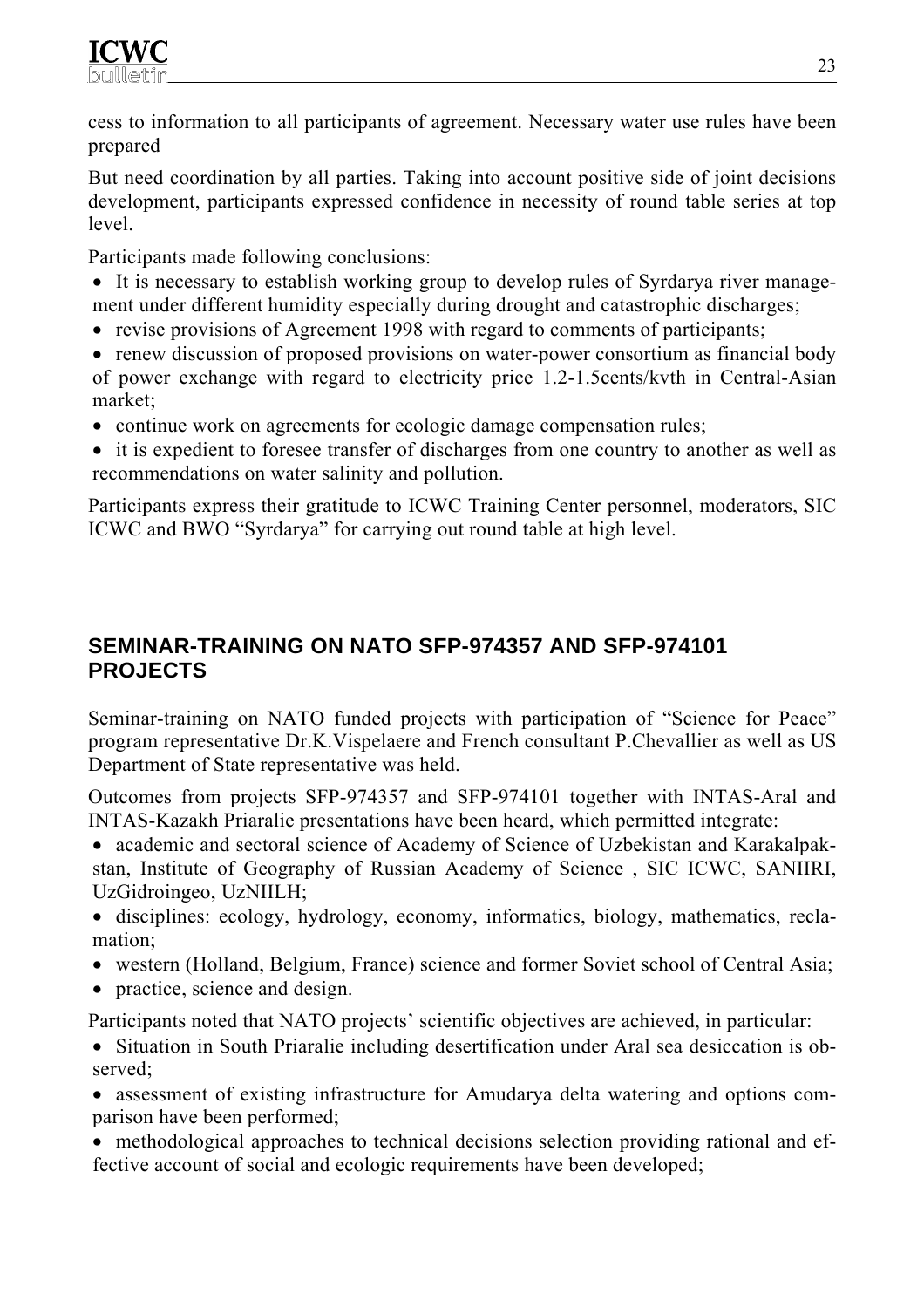cess to information to all participants of agreement. Necessary water use rules have been prepared

But need coordination by all parties. Taking into account positive side of joint decisions development, participants expressed confidence in necessity of round table series at top level.

Participants made following conclusions:

- It is necessary to establish working group to develop rules of Syrdarya river management under different humidity especially during drought and catastrophic discharges;
- revise provisions of Agreement 1998 with regard to comments of participants;
- renew discussion of proposed provisions on water-power consortium as financial body of power exchange with regard to electricity price 1.2-1.5cents/kvth in Central-Asian market;
- continue work on agreements for ecologic damage compensation rules;
- it is expedient to foresee transfer of discharges from one country to another as well as recommendations on water salinity and pollution.

Participants express their gratitude to ICWC Training Center personnel, moderators, SIC ICWC and BWO "Syrdarya" for carrying out round table at high level.

## SEMINAR-TRAINING ON NATO SFP-974357 AND SFP-974101 PROJECTS

Seminar-training on NATO funded projects with participation of "Science for Peace" program representative Dr.K.Vispelaere and French consultant P.Chevallier as well as US Department of State representative was held.

Outcomes from projects SFP-974357 and SFP-974101 together with INTAS-Aral and INTAS-Kazakh Priaralie presentations have been heard, which permitted integrate:

- academic and sectoral science of Academy of Science of Uzbekistan and Karakalpakstan, Institute of Geography of Russian Academy of Science , SIC ICWC, SANIIRI, UzGidroingeo, UzNIILH;
- disciplines: ecology, hydrology, economy, informatics, biology, mathematics, reclamation;
- western (Holland, Belgium, France) science and former Soviet school of Central Asia;
- practice, science and design.

Participants noted that NATO projects' scientific objectives are achieved, in particular:

- Situation in South Priaralie including desertification under Aral sea desiccation is observed;
- assessment of existing infrastructure for Amudarya delta watering and options comparison have been performed;
- methodological approaches to technical decisions selection providing rational and effective account of social and ecologic requirements have been developed;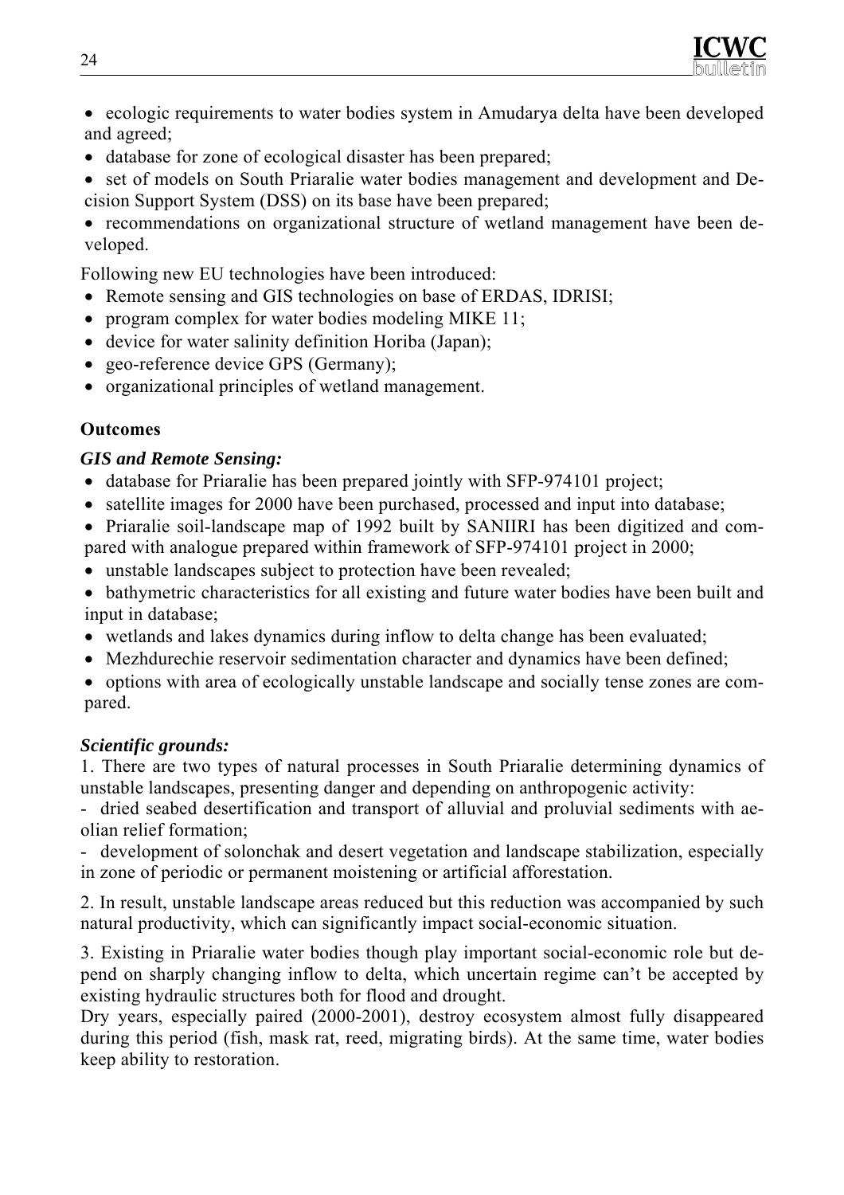- ecologic requirements to water bodies system in Amudarya delta have been developed and agreed;
- database for zone of ecological disaster has been prepared;
- set of models on South Priaralie water bodies management and development and Decision Support System (DSS) on its base have been prepared;
- recommendations on organizational structure of wetland management have been developed.

Following new EU technologies have been introduced:

- Remote sensing and GIS technologies on base of ERDAS, IDRISI;
- program complex for water bodies modeling MIKE 11;
- device for water salinity definition Horiba (Japan);
- geo-reference device GPS (Germany);
- organizational principles of wetland management.

**Outcomes**

***GIS and Remote Sensing:***

- database for Priaralie has been prepared jointly with SFP-974101 project;
- satellite images for 2000 have been purchased, processed and input into database;
- Priaralie soil-landscape map of 1992 built by SANIIRI has been digitized and compared with analogue prepared within framework of SFP-974101 project in 2000;
- unstable landscapes subject to protection have been revealed;
- bathymetric characteristics for all existing and future water bodies have been built and input in database;
- wetlands and lakes dynamics during inflow to delta change has been evaluated;
- Mezhdurechie reservoir sedimentation character and dynamics have been defined;
- options with area of ecologically unstable landscape and socially tense zones are compared.

***Scientific grounds:***

1. There are two types of natural processes in South Priaralie determining dynamics of unstable landscapes, presenting danger and depending on anthropogenic activity:

- dried seabed desertification and transport of alluvial and proluvial sediments with aeolian relief formation;
- development of solonchak and desert vegetation and landscape stabilization, especially in zone of periodic or permanent moistening or artificial afforestation.

2. In result, unstable landscape areas reduced but this reduction was accompanied by such natural productivity, which can significantly impact social-economic situation.

3. Existing in Priaralie water bodies though play important social-economic role but depend on sharply changing inflow to delta, which uncertain regime can't be accepted by existing hydraulic structures both for flood and drought.

Dry years, especially paired (2000-2001), destroy ecosystem almost fully disappeared during this period (fish, mask rat, reed, migrating birds). At the same time, water bodies keep ability to restoration.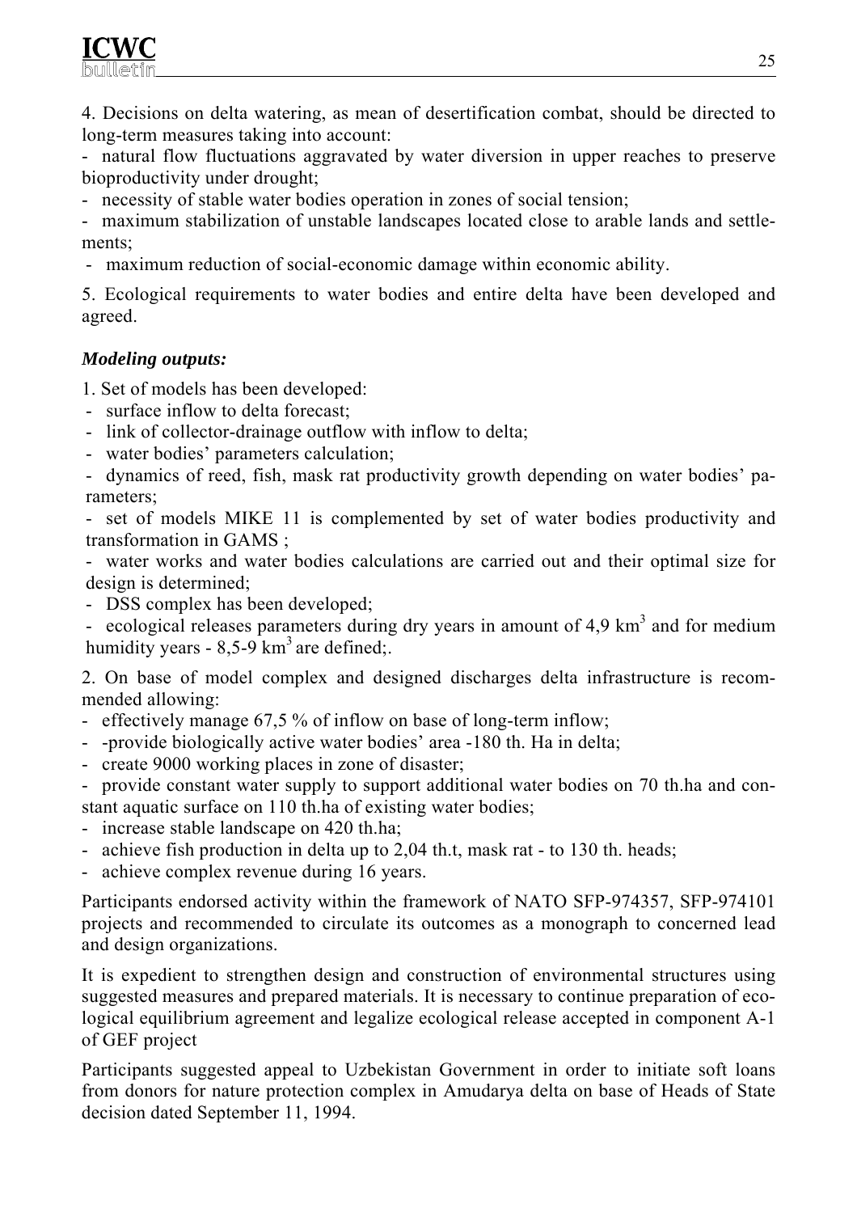4. Decisions on delta watering, as mean of desertification combat, should be directed to long-term measures taking into account:

- natural flow fluctuations aggravated by water diversion in upper reaches to preserve bioproductivity under drought;
- necessity of stable water bodies operation in zones of social tension;
- maximum stabilization of unstable landscapes located close to arable lands and settlements;
- maximum reduction of social-economic damage within economic ability.

5. Ecological requirements to water bodies and entire delta have been developed and agreed.

***Modeling outputs:***

1. Set of models has been developed:

- surface inflow to delta forecast;
- link of collector-drainage outflow with inflow to delta;
- water bodies' parameters calculation;
- dynamics of reed, fish, mask rat productivity growth depending on water bodies' parameters;
- set of models MIKE 11 is complemented by set of water bodies productivity and transformation in GAMS ;
- water works and water bodies calculations are carried out and their optimal size for design is determined;
- DSS complex has been developed;
- ecological releases parameters during dry years in amount of 4,9 km$^3$ and for medium humidity years - 8,5-9 km$^3$ are defined;.

2. On base of model complex and designed discharges delta infrastructure is recommended allowing:

- effectively manage 67,5 % of inflow on base of long-term inflow;
- -provide biologically active water bodies' area -180 th. Ha in delta;
- create 9000 working places in zone of disaster;
- provide constant water supply to support additional water bodies on 70 th.ha and constant aquatic surface on 110 th.ha of existing water bodies;
- increase stable landscape on 420 th.ha;
- achieve fish production in delta up to 2,04 th.t, mask rat - to 130 th. heads;
- achieve complex revenue during 16 years.

Participants endorsed activity within the framework of NATO SFP-974357, SFP-974101 projects and recommended to circulate its outcomes as a monograph to concerned lead and design organizations.

It is expedient to strengthen design and construction of environmental structures using suggested measures and prepared materials. It is necessary to continue preparation of ecological equilibrium agreement and legalize ecological release accepted in component A-1 of GEF project

Participants suggested appeal to Uzbekistan Government in order to initiate soft loans from donors for nature protection complex in Amudarya delta on base of Heads of State decision dated September 11, 1994.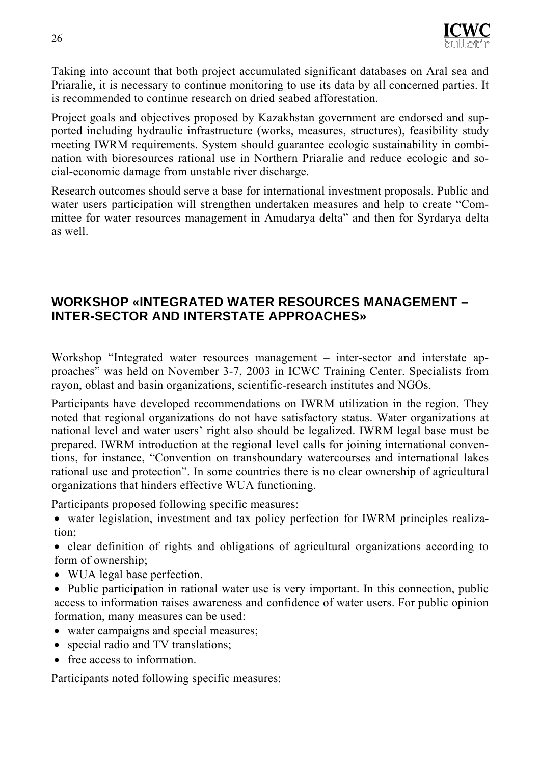Taking into account that both project accumulated significant databases on Aral sea and Priaralie, it is necessary to continue monitoring to use its data by all concerned parties. It is recommended to continue research on dried seabed afforestation.

Project goals and objectives proposed by Kazakhstan government are endorsed and supported including hydraulic infrastructure (works, measures, structures), feasibility study meeting IWRM requirements. System should guarantee ecologic sustainability in combination with bioresources rational use in Northern Priaralie and reduce ecologic and social-economic damage from unstable river discharge.

Research outcomes should serve a base for international investment proposals. Public and water users participation will strengthen undertaken measures and help to create "Committee for water resources management in Amudarya delta" and then for Syrdarya delta as well.

## WORKSHOP «INTEGRATED WATER RESOURCES MANAGEMENT – INTER-SECTOR AND INTERSTATE APPROACHES»

Workshop "Integrated water resources management – inter-sector and interstate approaches" was held on November 3-7, 2003 in ICWC Training Center. Specialists from rayon, oblast and basin organizations, scientific-research institutes and NGOs.

Participants have developed recommendations on IWRM utilization in the region. They noted that regional organizations do not have satisfactory status. Water organizations at national level and water users' right also should be legalized. IWRM legal base must be prepared. IWRM introduction at the regional level calls for joining international conventions, for instance, "Convention on transboundary watercourses and international lakes rational use and protection". In some countries there is no clear ownership of agricultural organizations that hinders effective WUA functioning.

Participants proposed following specific measures:

- water legislation, investment and tax policy perfection for IWRM principles realization;
- clear definition of rights and obligations of agricultural organizations according to form of ownership;
- WUA legal base perfection.
- Public participation in rational water use is very important. In this connection, public access to information raises awareness and confidence of water users. For public opinion formation, many measures can be used:
- water campaigns and special measures;
- special radio and TV translations;
- free access to information.

Participants noted following specific measures: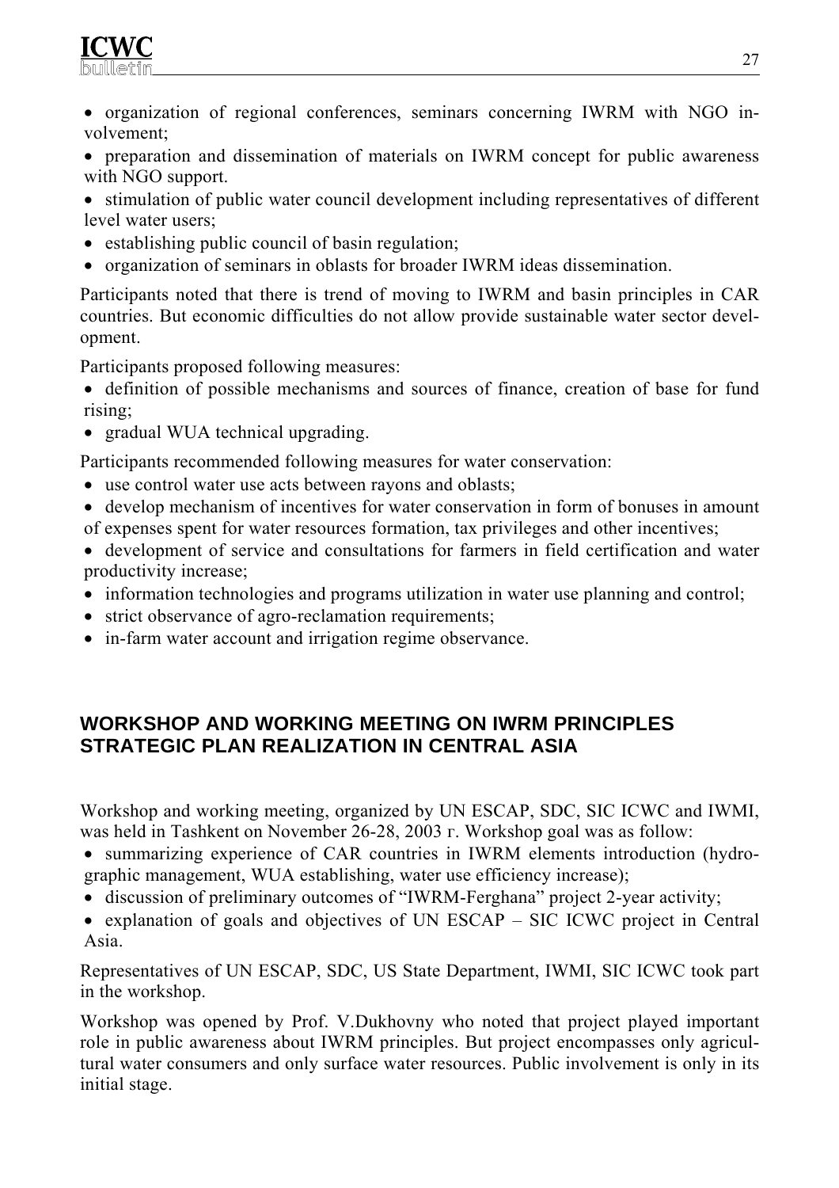- organization of regional conferences, seminars concerning IWRM with NGO involvement;
- preparation and dissemination of materials on IWRM concept for public awareness with NGO support.
- stimulation of public water council development including representatives of different level water users;
- establishing public council of basin regulation;
- organization of seminars in oblasts for broader IWRM ideas dissemination.

Participants noted that there is trend of moving to IWRM and basin principles in CAR countries. But economic difficulties do not allow provide sustainable water sector development.

Participants proposed following measures:

- definition of possible mechanisms and sources of finance, creation of base for fund rising;
- gradual WUA technical upgrading.

Participants recommended following measures for water conservation:

- use control water use acts between rayons and oblasts;
- develop mechanism of incentives for water conservation in form of bonuses in amount of expenses spent for water resources formation, tax privileges and other incentives;
- development of service and consultations for farmers in field certification and water productivity increase;
- information technologies and programs utilization in water use planning and control;
- strict observance of agro-reclamation requirements;
- in-farm water account and irrigation regime observance.

## WORKSHOP AND WORKING MEETING ON IWRM PRINCIPLES STRATEGIC PLAN REALIZATION IN CENTRAL ASIA

Workshop and working meeting, organized by UN ESCAP, SDC, SIC ICWC and IWMI, was held in Tashkent on November 26-28, 2003 г. Workshop goal was as follow:

- summarizing experience of CAR countries in IWRM elements introduction (hydrographic management, WUA establishing, water use efficiency increase);
- discussion of preliminary outcomes of "IWRM-Ferghana" project 2-year activity;
- explanation of goals and objectives of UN ESCAP – SIC ICWC project in Central Asia.

Representatives of UN ESCAP, SDC, US State Department, IWMI, SIC ICWC took part in the workshop.

Workshop was opened by Prof. V.Dukhovny who noted that project played important role in public awareness about IWRM principles. But project encompasses only agricultural water consumers and only surface water resources. Public involvement is only in its initial stage.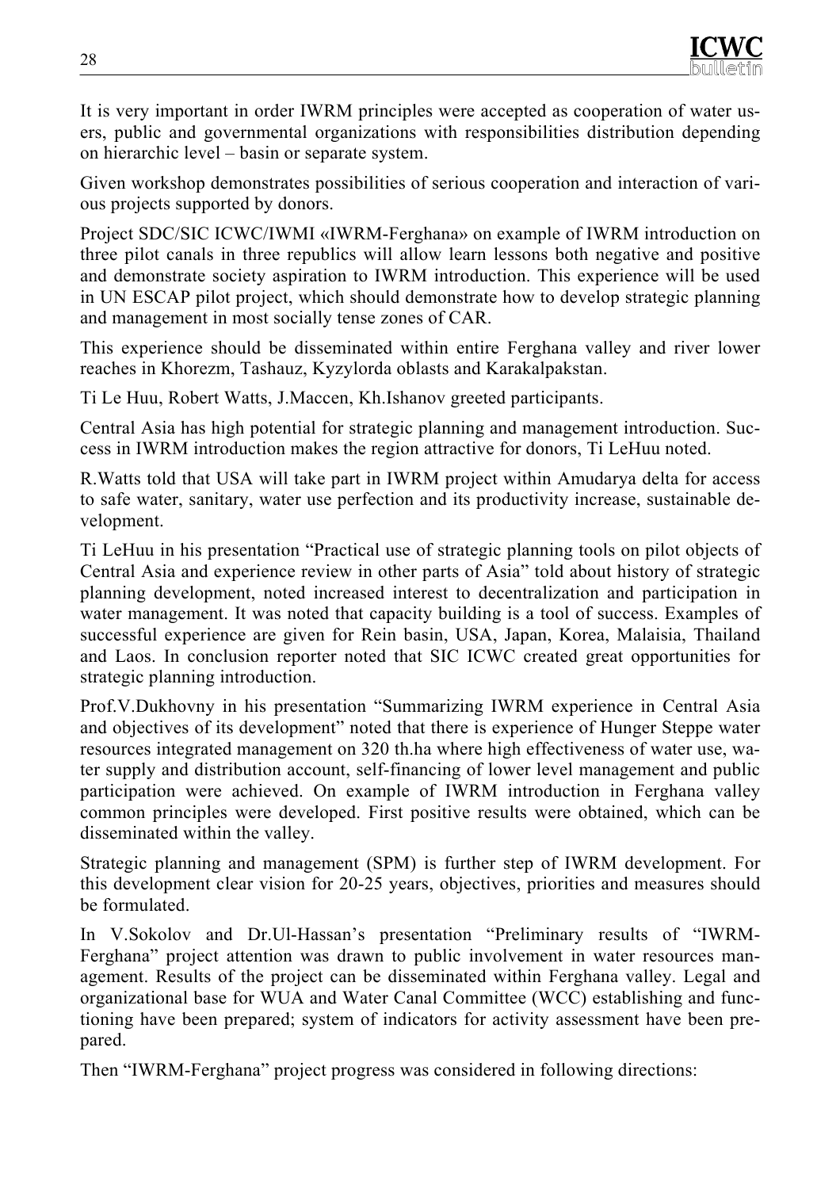It is very important in order IWRM principles were accepted as cooperation of water users, public and governmental organizations with responsibilities distribution depending on hierarchic level – basin or separate system.

Given workshop demonstrates possibilities of serious cooperation and interaction of various projects supported by donors.

Project SDC/SIC ICWC/IWMI «IWRM-Ferghana» on example of IWRM introduction on three pilot canals in three republics will allow learn lessons both negative and positive and demonstrate society aspiration to IWRM introduction. This experience will be used in UN ESCAP pilot project, which should demonstrate how to develop strategic planning and management in most socially tense zones of CAR.

This experience should be disseminated within entire Ferghana valley and river lower reaches in Khorezm, Tashauz, Kyzylorda oblasts and Karakalpakstan.

Ti Le Huu, Robert Watts, J.Maccen, Kh.Ishanov greeted participants.

Central Asia has high potential for strategic planning and management introduction. Success in IWRM introduction makes the region attractive for donors, Ti LeHuu noted.

R.Watts told that USA will take part in IWRM project within Amudarya delta for access to safe water, sanitary, water use perfection and its productivity increase, sustainable development.

Ti LeHuu in his presentation "Practical use of strategic planning tools on pilot objects of Central Asia and experience review in other parts of Asia" told about history of strategic planning development, noted increased interest to decentralization and participation in water management. It was noted that capacity building is a tool of success. Examples of successful experience are given for Rein basin, USA, Japan, Korea, Malaisia, Thailand and Laos. In conclusion reporter noted that SIC ICWC created great opportunities for strategic planning introduction.

Prof.V.Dukhovny in his presentation "Summarizing IWRM experience in Central Asia and objectives of its development" noted that there is experience of Hunger Steppe water resources integrated management on 320 th.ha where high effectiveness of water use, water supply and distribution account, self-financing of lower level management and public participation were achieved. On example of IWRM introduction in Ferghana valley common principles were developed. First positive results were obtained, which can be disseminated within the valley.

Strategic planning and management (SPM) is further step of IWRM development. For this development clear vision for 20-25 years, objectives, priorities and measures should be formulated.

In V.Sokolov and Dr.Ul-Hassan's presentation "Preliminary results of "IWRM-Ferghana" project attention was drawn to public involvement in water resources management. Results of the project can be disseminated within Ferghana valley. Legal and organizational base for WUA and Water Canal Committee (WCC) establishing and functioning have been prepared; system of indicators for activity assessment have been prepared.

Then "IWRM-Ferghana" project progress was considered in following directions: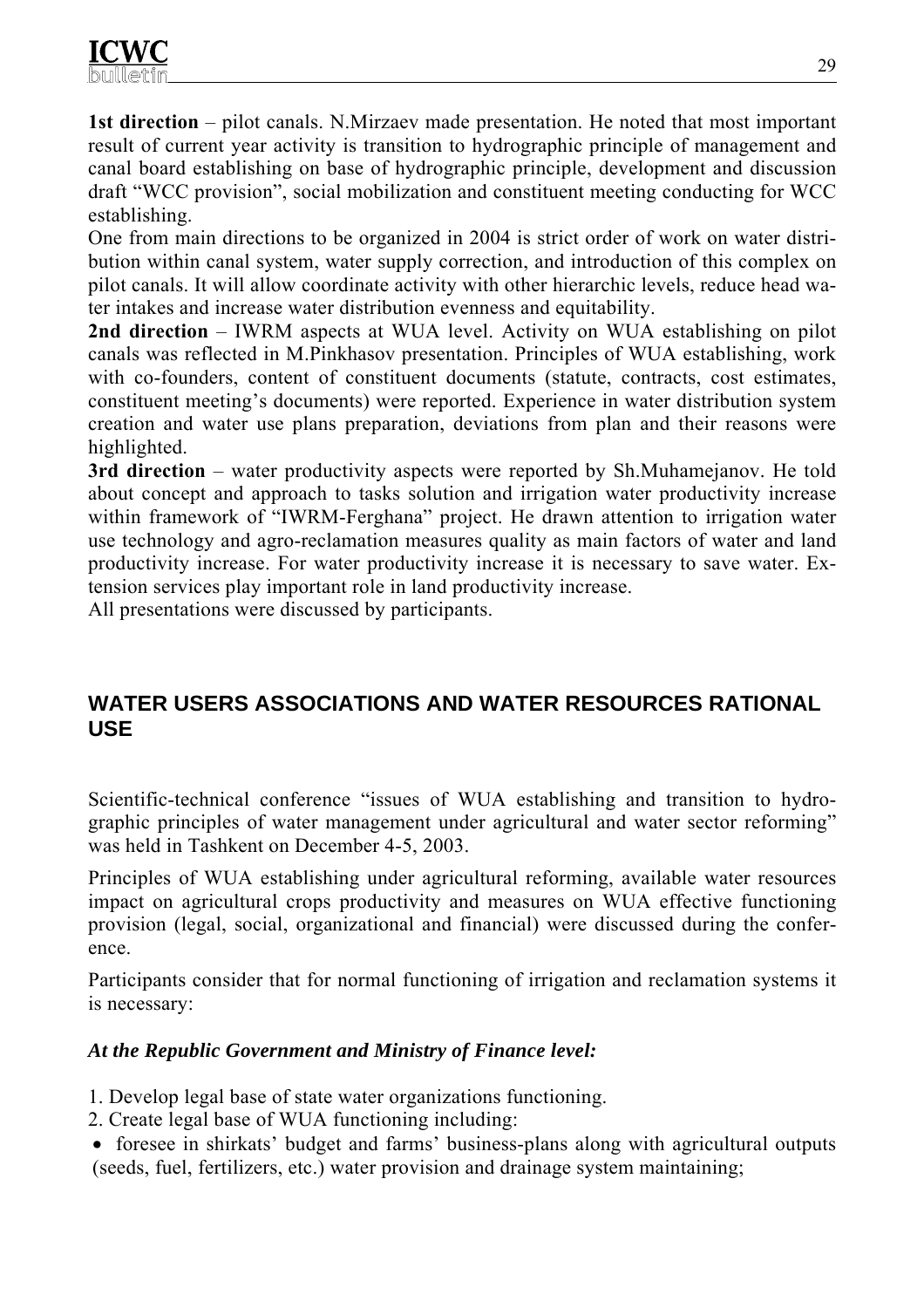**1st direction** – pilot canals. N.Mirzaev made presentation. He noted that most important result of current year activity is transition to hydrographic principle of management and canal board establishing on base of hydrographic principle, development and discussion draft "WCC provision", social mobilization and constituent meeting conducting for WCC establishing.

One from main directions to be organized in 2004 is strict order of work on water distribution within canal system, water supply correction, and introduction of this complex on pilot canals. It will allow coordinate activity with other hierarchic levels, reduce head water intakes and increase water distribution evenness and equitability.

**2nd direction** – IWRM aspects at WUA level. Activity on WUA establishing on pilot canals was reflected in M.Pinkhasov presentation. Principles of WUA establishing, work with co-founders, content of constituent documents (statute, contracts, cost estimates, constituent meeting's documents) were reported. Experience in water distribution system creation and water use plans preparation, deviations from plan and their reasons were highlighted.

**3rd direction** – water productivity aspects were reported by Sh.Muhamejanov. He told about concept and approach to tasks solution and irrigation water productivity increase within framework of "IWRM-Ferghana" project. He drawn attention to irrigation water use technology and agro-reclamation measures quality as main factors of water and land productivity increase. For water productivity increase it is necessary to save water. Extension services play important role in land productivity increase.

All presentations were discussed by participants.

## WATER USERS ASSOCIATIONS AND WATER RESOURCES RATIONAL USE

Scientific-technical conference "issues of WUA establishing and transition to hydrographic principles of water management under agricultural and water sector reforming" was held in Tashkent on December 4-5, 2003.

Principles of WUA establishing under agricultural reforming, available water resources impact on agricultural crops productivity and measures on WUA effective functioning provision (legal, social, organizational and financial) were discussed during the conference.

Participants consider that for normal functioning of irrigation and reclamation systems it is necessary:

***At the Republic Government and Ministry of Finance level:***

1. Develop legal base of state water organizations functioning.
2. Create legal base of WUA functioning including:

- foresee in shirkats' budget and farms' business-plans along with agricultural outputs (seeds, fuel, fertilizers, etc.) water provision and drainage system maintaining;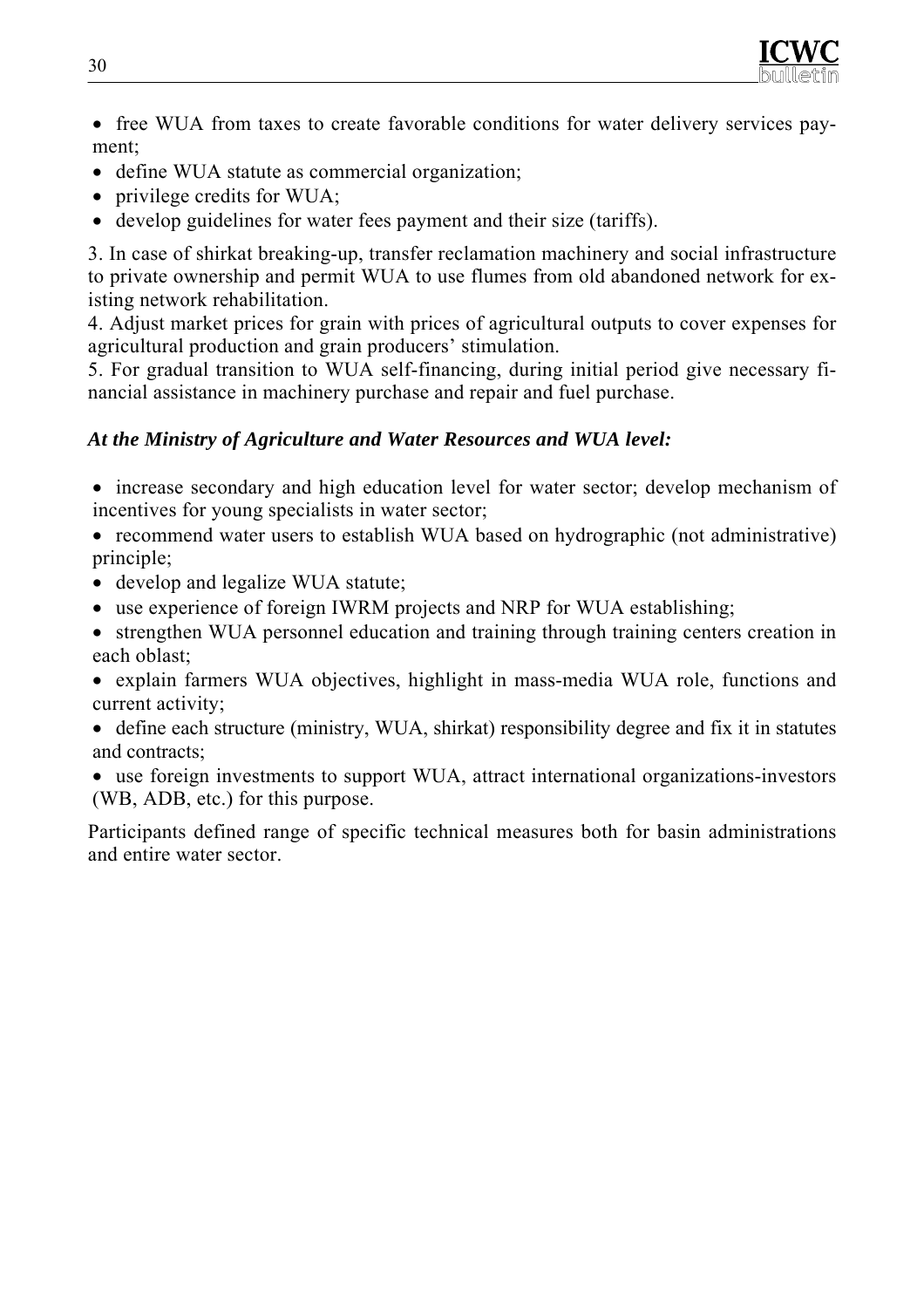- free WUA from taxes to create favorable conditions for water delivery services payment;
- define WUA statute as commercial organization;
- privilege credits for WUA;
- develop guidelines for water fees payment and their size (tariffs).

3. In case of shirkat breaking-up, transfer reclamation machinery and social infrastructure to private ownership and permit WUA to use flumes from old abandoned network for existing network rehabilitation.
4. Adjust market prices for grain with prices of agricultural outputs to cover expenses for agricultural production and grain producers' stimulation.
5. For gradual transition to WUA self-financing, during initial period give necessary financial assistance in machinery purchase and repair and fuel purchase.

***At the Ministry of Agriculture and Water Resources and WUA level:***

- increase secondary and high education level for water sector; develop mechanism of incentives for young specialists in water sector;
- recommend water users to establish WUA based on hydrographic (not administrative) principle;
- develop and legalize WUA statute;
- use experience of foreign IWRM projects and NRP for WUA establishing;
- strengthen WUA personnel education and training through training centers creation in each oblast;
- explain farmers WUA objectives, highlight in mass-media WUA role, functions and current activity;
- define each structure (ministry, WUA, shirkat) responsibility degree and fix it in statutes and contracts;
- use foreign investments to support WUA, attract international organizations-investors (WB, ADB, etc.) for this purpose.

Participants defined range of specific technical measures both for basin administrations and entire water sector.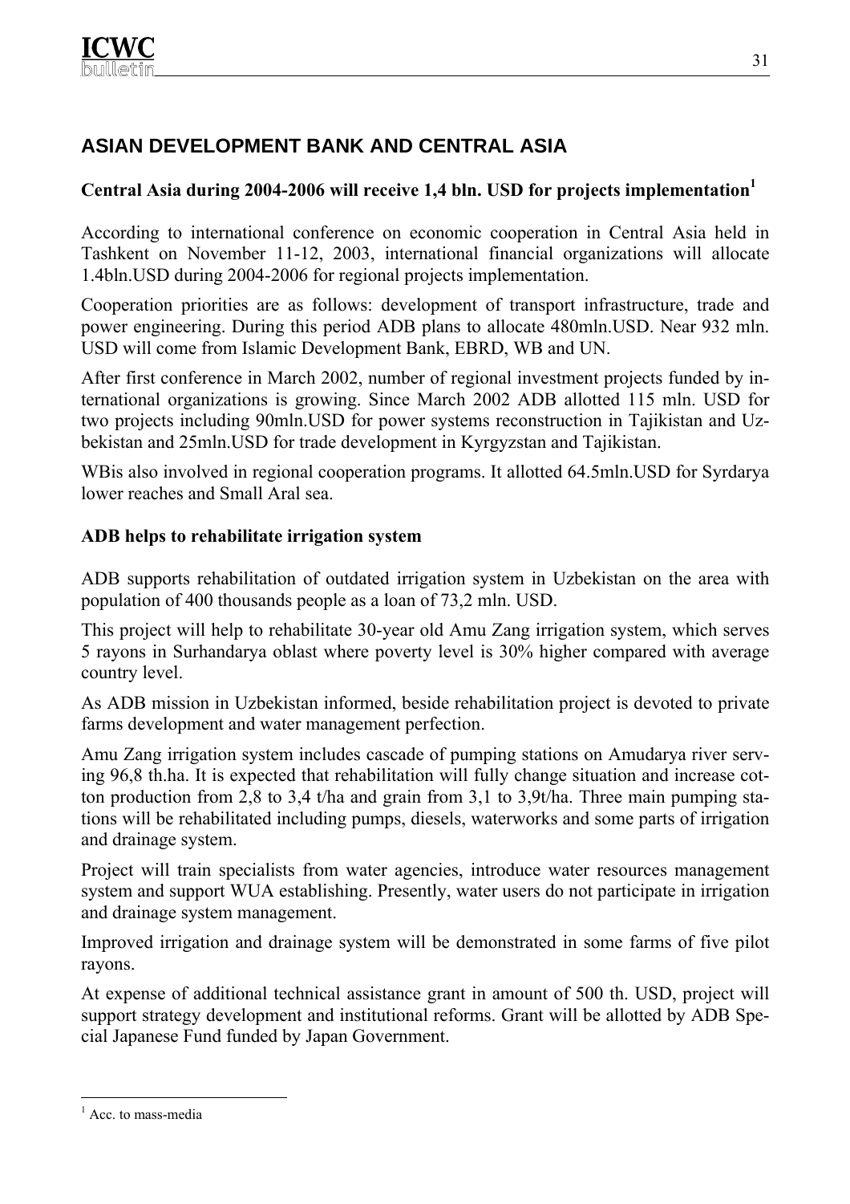## ASIAN DEVELOPMENT BANK AND CENTRAL ASIA

### Central Asia during 2004-2006 will receive 1,4 bln. USD for projects implementation[1]

According to international conference on economic cooperation in Central Asia held in Tashkent on November 11-12, 2003, international financial organizations will allocate 1.4bln.USD during 2004-2006 for regional projects implementation.

Cooperation priorities are as follows: development of transport infrastructure, trade and power engineering. During this period ADB plans to allocate 480mln.USD. Near 932 mln. USD will come from Islamic Development Bank, EBRD, WB and UN.

After first conference in March 2002, number of regional investment projects funded by international organizations is growing. Since March 2002 ADB allotted 115 mln. USD for two projects including 90mln.USD for power systems reconstruction in Tajikistan and Uzbekistan and 25mln.USD for trade development in Kyrgyzstan and Tajikistan.

WBis also involved in regional cooperation programs. It allotted 64.5mln.USD for Syrdarya lower reaches and Small Aral sea.

### ADB helps to rehabilitate irrigation system

ADB supports rehabilitation of outdated irrigation system in Uzbekistan on the area with population of 400 thousands people as a loan of 73,2 mln. USD.

This project will help to rehabilitate 30-year old Amu Zang irrigation system, which serves 5 rayons in Surhandarya oblast where poverty level is 30% higher compared with average country level.

As ADB mission in Uzbekistan informed, beside rehabilitation project is devoted to private farms development and water management perfection.

Amu Zang irrigation system includes cascade of pumping stations on Amudarya river serving 96,8 th.ha. It is expected that rehabilitation will fully change situation and increase cotton production from 2,8 to 3,4 t/ha and grain from 3,1 to 3,9t/ha. Three main pumping stations will be rehabilitated including pumps, diesels, waterworks and some parts of irrigation and drainage system.

Project will train specialists from water agencies, introduce water resources management system and support WUA establishing. Presently, water users do not participate in irrigation and drainage system management.

Improved irrigation and drainage system will be demonstrated in some farms of five pilot rayons.

At expense of additional technical assistance grant in amount of 500 th. USD, project will support strategy development and institutional reforms. Grant will be allotted by ADB Special Japanese Fund funded by Japan Government.

---

[1] Acc. to mass-media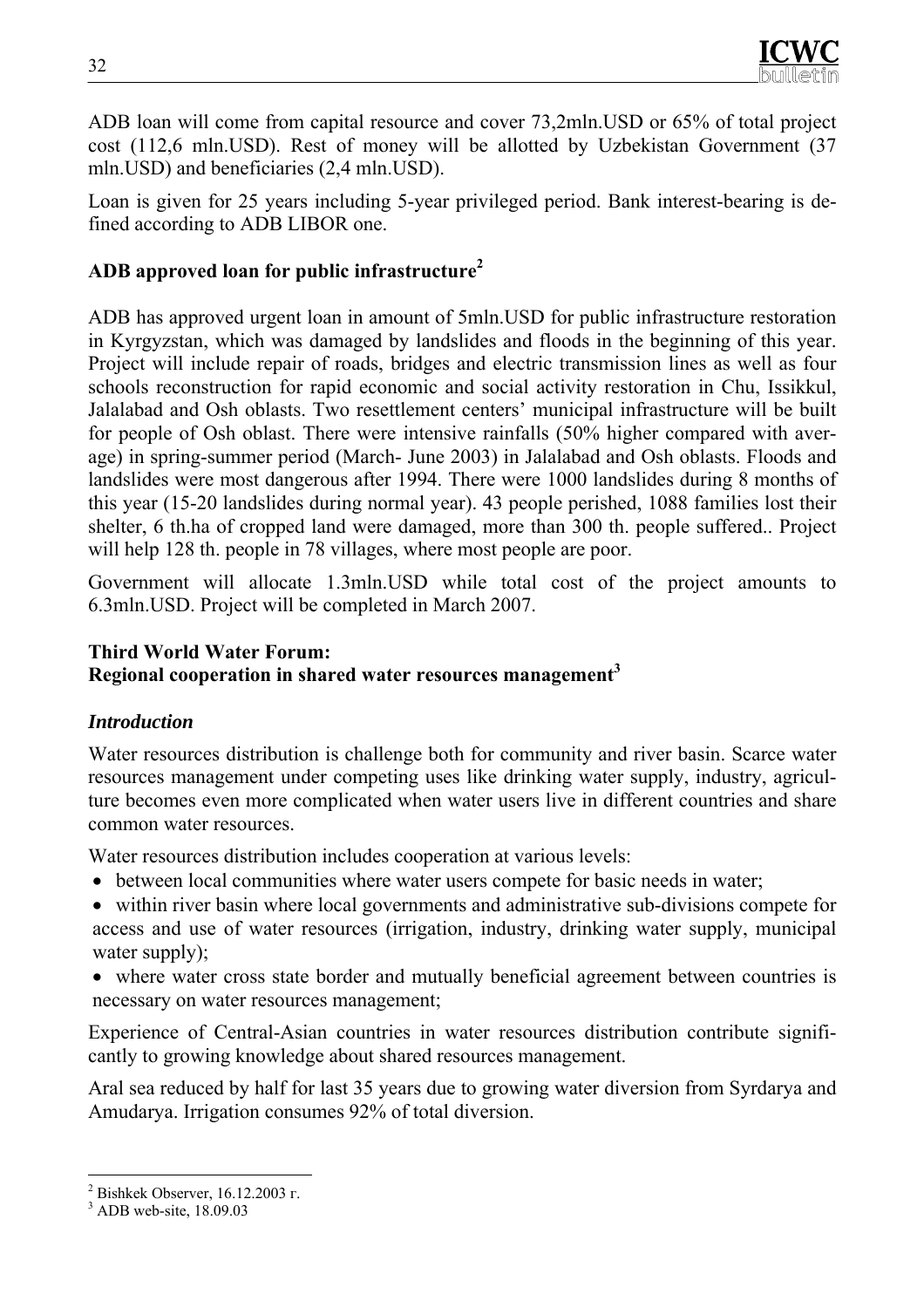ADB loan will come from capital resource and cover 73,2mln.USD or 65% of total project cost (112,6 mln.USD). Rest of money will be allotted by Uzbekistan Government (37 mln.USD) and beneficiaries (2,4 mln.USD).

Loan is given for 25 years including 5-year privileged period. Bank interest-bearing is defined according to ADB LIBOR one.

### ADB approved loan for public infrastructure[2]

ADB has approved urgent loan in amount of 5mln.USD for public infrastructure restoration in Kyrgyzstan, which was damaged by landslides and floods in the beginning of this year. Project will include repair of roads, bridges and electric transmission lines as well as four schools reconstruction for rapid economic and social activity restoration in Chu, Issikkul, Jalalabad and Osh oblasts. Two resettlement centers' municipal infrastructure will be built for people of Osh oblast. There were intensive rainfalls (50% higher compared with average) in spring-summer period (March- June 2003) in Jalalabad and Osh oblasts. Floods and landslides were most dangerous after 1994. There were 1000 landslides during 8 months of this year (15-20 landslides during normal year). 43 people perished, 1088 families lost their shelter, 6 th.ha of cropped land were damaged, more than 300 th. people suffered.. Project will help 128 th. people in 78 villages, where most people are poor.

Government will allocate 1.3mln.USD while total cost of the project amounts to 6.3mln.USD. Project will be completed in March 2007.

### Third World Water Forum: Regional cooperation in shared water resources management[3]

#### *Introduction*

Water resources distribution is challenge both for community and river basin. Scarce water resources management under competing uses like drinking water supply, industry, agriculture becomes even more complicated when water users live in different countries and share common water resources.

Water resources distribution includes cooperation at various levels:

- between local communities where water users compete for basic needs in water;
- within river basin where local governments and administrative sub-divisions compete for access and use of water resources (irrigation, industry, drinking water supply, municipal water supply);
- where water cross state border and mutually beneficial agreement between countries is necessary on water resources management;

Experience of Central-Asian countries in water resources distribution contribute significantly to growing knowledge about shared resources management.

Aral sea reduced by half for last 35 years due to growing water diversion from Syrdarya and Amudarya. Irrigation consumes 92% of total diversion.

---

[2] Bishkek Observer, 16.12.2003 г.

[3] ADB web-site, 18.09.03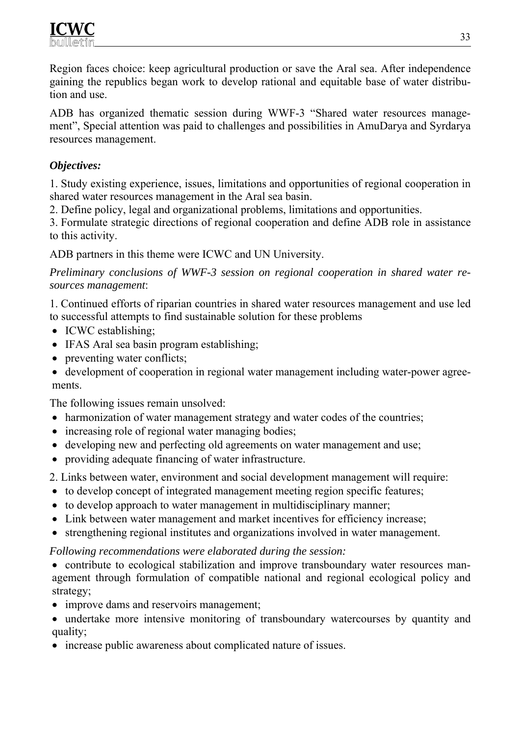Region faces choice: keep agricultural production or save the Aral sea. After independence gaining the republics began work to develop rational and equitable base of water distribution and use.

ADB has organized thematic session during WWF-3 "Shared water resources management", Special attention was paid to challenges and possibilities in AmuDarya and Syrdarya resources management.

***Objectives:***

1. Study existing experience, issues, limitations and opportunities of regional cooperation in shared water resources management in the Aral sea basin.
2. Define policy, legal and organizational problems, limitations and opportunities.
3. Formulate strategic directions of regional cooperation and define ADB role in assistance to this activity.

ADB partners in this theme were ICWC and UN University.

*Preliminary conclusions of WWF-3 session on regional cooperation in shared water resources management*:

1. Continued efforts of riparian countries in shared water resources management and use led to successful attempts to find sustainable solution for these problems

- ICWC establishing;
- IFAS Aral sea basin program establishing;
- preventing water conflicts;
- development of cooperation in regional water management including water-power agreements.

The following issues remain unsolved:

- harmonization of water management strategy and water codes of the countries;
- increasing role of regional water managing bodies;
- developing new and perfecting old agreements on water management and use;
- providing adequate financing of water infrastructure.

2. Links between water, environment and social development management will require:

- to develop concept of integrated management meeting region specific features;
- to develop approach to water management in multidisciplinary manner;
- Link between water management and market incentives for efficiency increase;
- strengthening regional institutes and organizations involved in water management.

*Following recommendations were elaborated during the session:*

- contribute to ecological stabilization and improve transboundary water resources management through formulation of compatible national and regional ecological policy and strategy;
- improve dams and reservoirs management;
- undertake more intensive monitoring of transboundary watercourses by quantity and quality;
- increase public awareness about complicated nature of issues.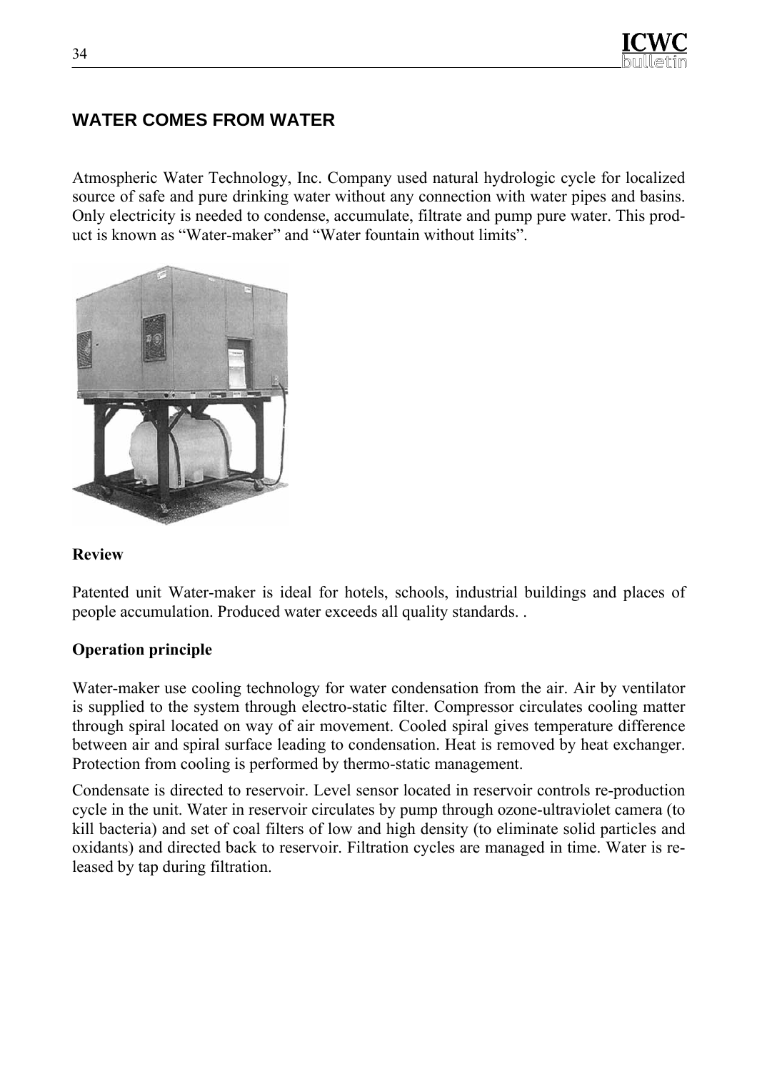## WATER COMES FROM WATER

Atmospheric Water Technology, Inc. Company used natural hydrologic cycle for localized source of safe and pure drinking water without any connection with water pipes and basins. Only electricity is needed to condense, accumulate, filtrate and pump pure water. This product is known as "Water-maker" and "Water fountain without limits".

**Review**

Patented unit Water-maker is ideal for hotels, schools, industrial buildings and places of people accumulation. Produced water exceeds all quality standards. .

**Operation principle**

Water-maker use cooling technology for water condensation from the air. Air by ventilator is supplied to the system through electro-static filter. Compressor circulates cooling matter through spiral located on way of air movement. Cooled spiral gives temperature difference between air and spiral surface leading to condensation. Heat is removed by heat exchanger. Protection from cooling is performed by thermo-static management.

Condensate is directed to reservoir. Level sensor located in reservoir controls re-production cycle in the unit. Water in reservoir circulates by pump through ozone-ultraviolet camera (to kill bacteria) and set of coal filters of low and high density (to eliminate solid particles and oxidants) and directed back to reservoir. Filtration cycles are managed in time. Water is released by tap during filtration.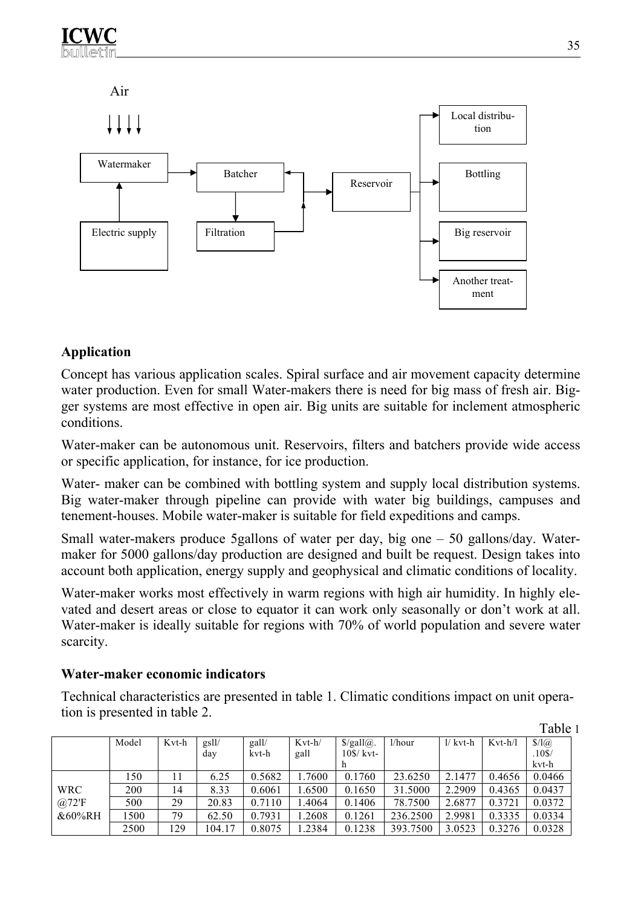Air

Watermaker → Batcher → Reservoir → Local distribution / Bottling / Big reservoir / Another treatment

Electric supply → Watermaker

Batcher → Filtration → Reservoir

## Application

Concept has various application scales. Spiral surface and air movement capacity determine water production. Even for small Water-makers there is need for big mass of fresh air. Bigger systems are most effective in open air. Big units are suitable for inclement atmospheric conditions.

Water-maker can be autonomous unit. Reservoirs, filters and batchers provide wide access or specific application, for instance, for ice production.

Water- maker can be combined with bottling system and supply local distribution systems. Big water-maker through pipeline can provide with water big buildings, campuses and tenement-houses. Mobile water-maker is suitable for field expeditions and camps.

Small water-makers produce 5gallons of water per day, big one – 50 gallons/day. Water-maker for 5000 gallons/day production are designed and built be request. Design takes into account both application, energy supply and geophysical and climatic conditions of locality.

Water-maker works most effectively in warm regions with high air humidity. In highly elevated and desert areas or close to equator it can work only seasonally or don't work at all. Water-maker is ideally suitable for regions with 70% of world population and severe water scarcity.

## Water-maker economic indicators

Technical characteristics are presented in table 1. Climatic conditions impact on unit operation is presented in table 2.

Table 1

| | Model | Kvt-h | gsll/ day | gall/ kvt-h | Kvt-h/ gall | $/gall@. 10$/ kvt-h | l/hour | l/ kvt-h | Kvt-h/l | $/l@ .10$/ kvt-h |
|---|---|---|---|---|---|---|---|---|---|---|
| WRC @72'F &60%RH | 150 | 11 | 6.25 | 0.5682 | 1.7600 | 0.1760 | 23.6250 | 2.1477 | 0.4656 | 0.0466 |
| | 200 | 14 | 8.33 | 0.6061 | 1.6500 | 0.1650 | 31.5000 | 2.2909 | 0.4365 | 0.0437 |
| | 500 | 29 | 20.83 | 0.7110 | 1.4064 | 0.1406 | 78.7500 | 2.6877 | 0.3721 | 0.0372 |
| | 1500 | 79 | 62.50 | 0.7931 | 1.2608 | 0.1261 | 236.2500 | 2.9981 | 0.3335 | 0.0334 |
| | 2500 | 129 | 104.17 | 0.8075 | 1.2384 | 0.1238 | 393.7500 | 3.0523 | 0.3276 | 0.0328 |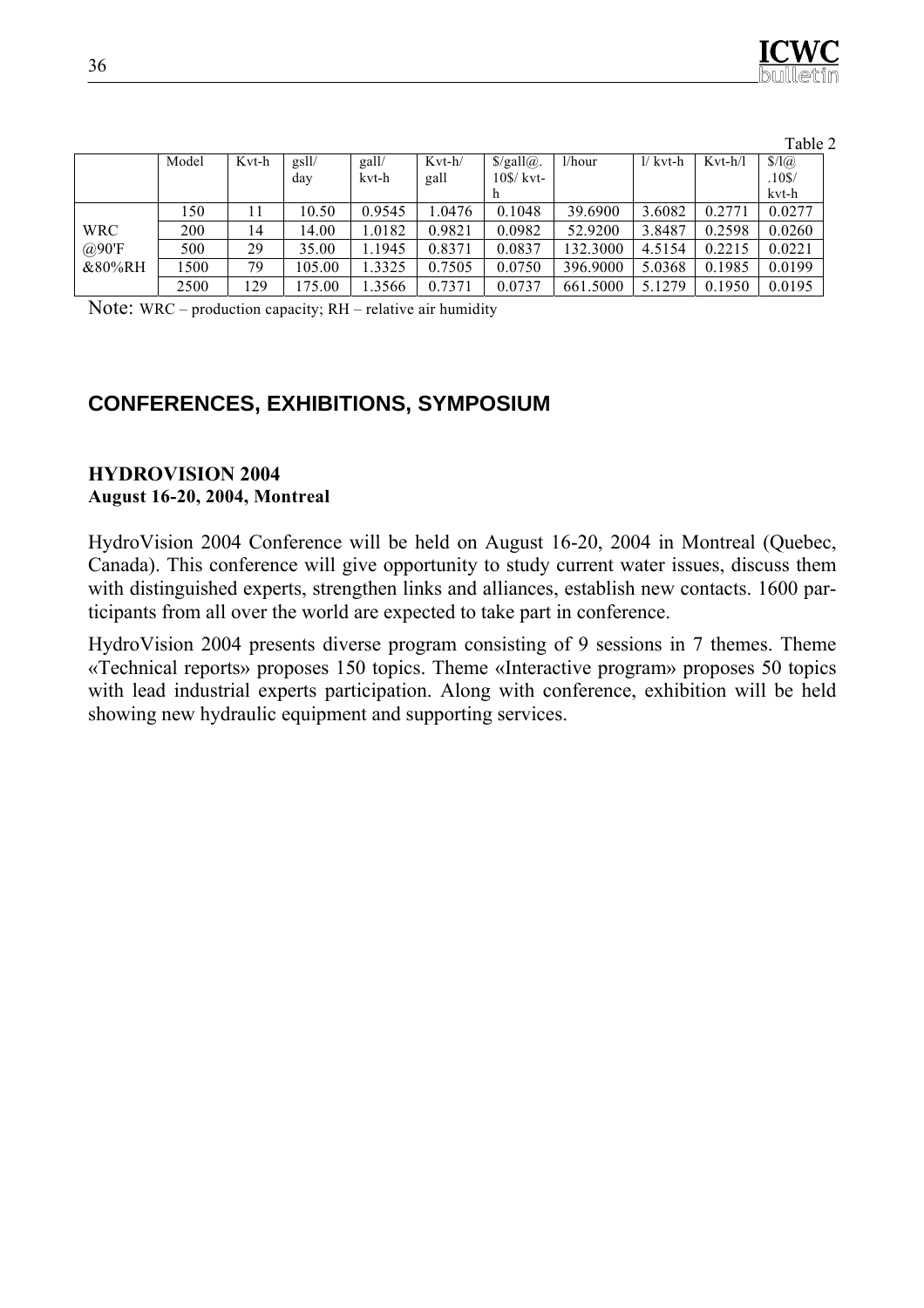Table 2

| | Model | Kvt-h | gsll/ day | gall/ kvt-h | Kvt-h/ gall | $/gall@. 10$/ kvt-h | l/hour | l/ kvt-h | Kvt-h/l | $/l@ .10$/ kvt-h |
|---|---|---|---|---|---|---|---|---|---|---|
| WRC @90'F &80%RH | 150 | 11 | 10.50 | 0.9545 | 1.0476 | 0.1048 | 39.6900 | 3.6082 | 0.2771 | 0.0277 |
| | 200 | 14 | 14.00 | 1.0182 | 0.9821 | 0.0982 | 52.9200 | 3.8487 | 0.2598 | 0.0260 |
| | 500 | 29 | 35.00 | 1.1945 | 0.8371 | 0.0837 | 132.3000 | 4.5154 | 0.2215 | 0.0221 |
| | 1500 | 79 | 105.00 | 1.3325 | 0.7505 | 0.0750 | 396.9000 | 5.0368 | 0.1985 | 0.0199 |
| | 2500 | 129 | 175.00 | 1.3566 | 0.7371 | 0.0737 | 661.5000 | 5.1279 | 0.1950 | 0.0195 |

Note: WRC – production capacity; RH – relative air humidity

## CONFERENCES, EXHIBITIONS, SYMPOSIUM

### HYDROVISION 2004
**August 16-20, 2004, Montreal**

HydroVision 2004 Conference will be held on August 16-20, 2004 in Montreal (Quebec, Canada). This conference will give opportunity to study current water issues, discuss them with distinguished experts, strengthen links and alliances, establish new contacts. 1600 participants from all over the world are expected to take part in conference.

HydroVision 2004 presents diverse program consisting of 9 sessions in 7 themes. Theme «Technical reports» proposes 150 topics. Theme «Interactive program» proposes 50 topics with lead industrial experts participation. Along with conference, exhibition will be held showing new hydraulic equipment and supporting services.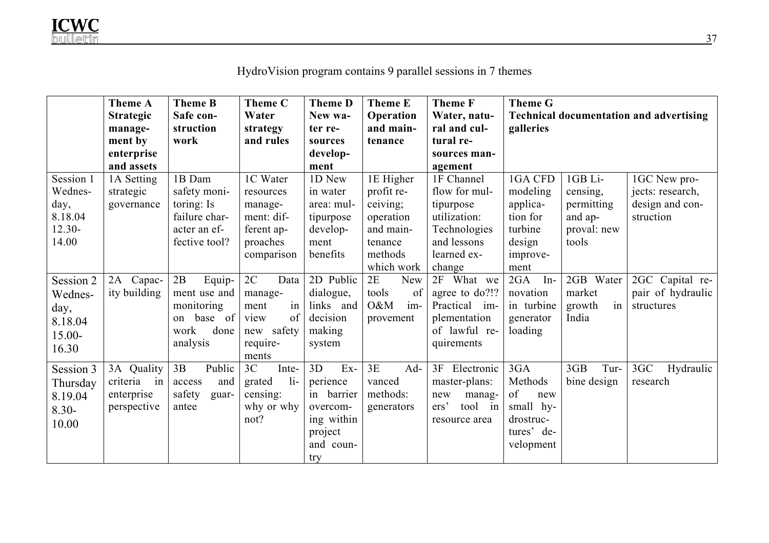HydroVision program contains 9 parallel sessions in 7 themes

| | Theme A Strategic management by enterprise and assets | Theme B Safe construction work | Theme C Water strategy and rules | Theme D New water resources development | Theme E Operation and maintenance | Theme F Water, natural and cultural resources management | Theme G Technical documentation and advertising galleries | | |
|---|---|---|---|---|---|---|---|---|---|
| Session 1 Wednesday, 8.18.04 12.30-14.00 | 1A Setting strategic governance | 1B Dam safety monitoring: Is failure character an effective tool? | 1C Water resources management: different approaches comparison | 1D New in water area: multipurpose development benefits | 1E Higher profit receiving; operation and maintenance methods which work | 1F Channel flow for multipurpose utilization: Technologies and lessons learned exchange | 1GA CFD modeling application for turbine design improvement | 1GB Licensing, permitting and approval: new tools | 1GC New projects: research, design and construction |
| Session 2 Wednesday, 8.18.04 15.00-16.30 | 2A Capacity building | 2B Equipment use and monitoring on base of work done analysis | 2C Data management in view of new safety requirements | 2D Public dialogue, links and decision making system | 2E New tools of O&M improvement | 2F What we agree to do?!? Practical implementation of lawful requirements | 2GA Innovation in turbine generator loading | 2GB Water market growth in India | 2GC Capital repair of hydraulic structures |
| Session 3 Thursday 8.19.04 8.30-10.00 | 3A Quality criteria in enterprise perspective | 3B Public access and safety guarantee | 3C Integrated licensing: why or why not? | 3D Experience in barrier overcoming within project and country | 3E Advanced methods: generators | 3F Electronic master-plans: new managers' tool in resource area | 3GA Methods of new small hydrostructures' development | 3GB Turbine design | 3GC Hydraulic research |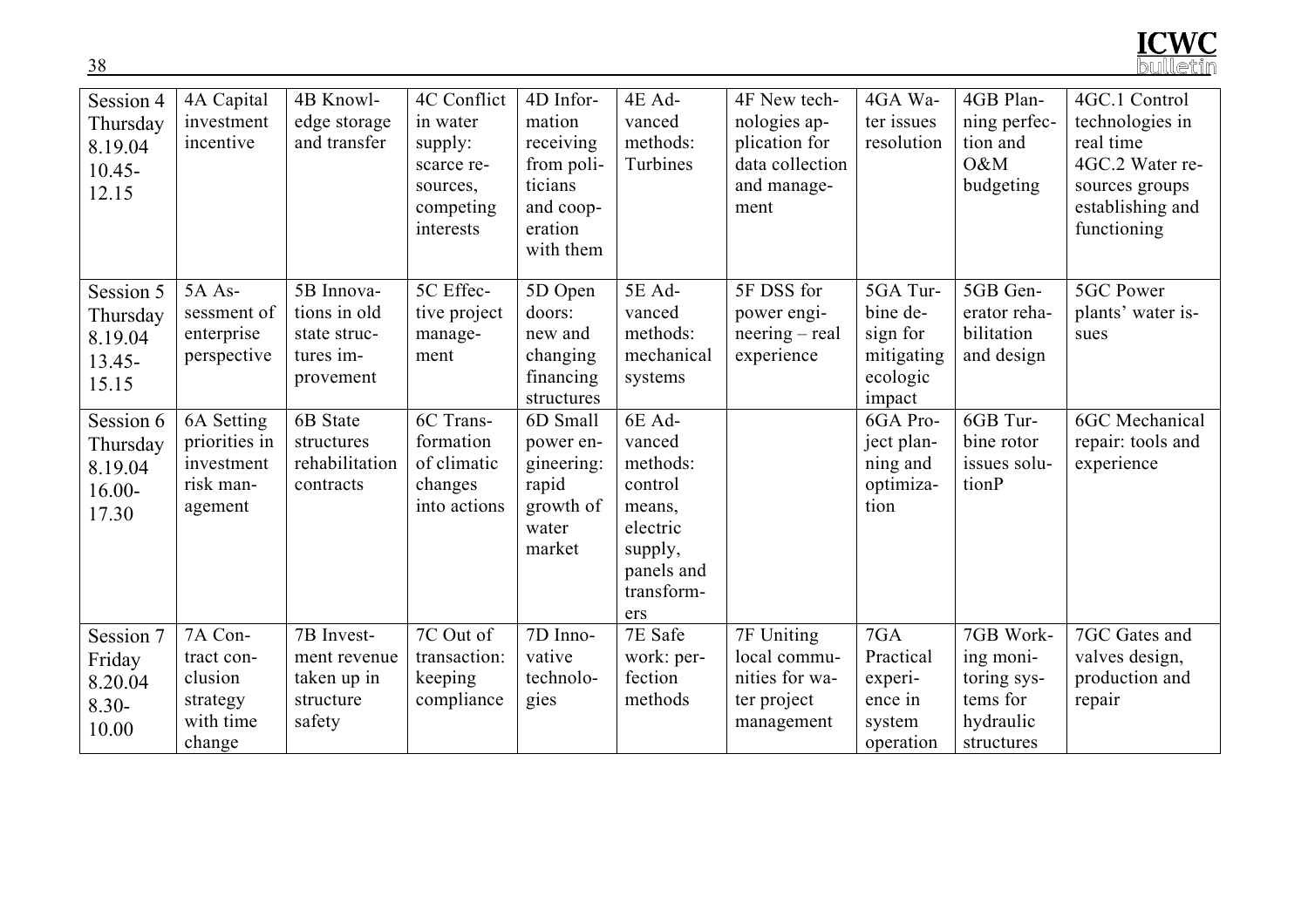| Session 4 Thursday 8.19.04 10.45-12.15 | 4A Capital investment incentive | 4B Knowledge storage and transfer | 4C Conflict in water supply: scarce resources, competing interests | 4D Information receiving from politicians and cooperation with them | 4E Advanced methods: Turbines | 4F New technologies application for data collection and management | 4GA Water issues resolution | 4GB Planning perfection and O&M budgeting | 4GC.1 Control technologies in real time 4GC.2 Water resources groups establishing and functioning |
|---|---|---|---|---|---|---|---|---|---|
| Session 5 Thursday 8.19.04 13.45-15.15 | 5A Assessment of enterprise perspective | 5B Innovations in old state structures improvement | 5C Effective project management | 5D Open doors: new and changing financing structures | 5E Advanced methods: mechanical systems | 5F DSS for power engineering – real experience | 5GA Turbine design for mitigating ecologic impact | 5GB Generator rehabilitation and design | 5GC Power plants' water issues |
| Session 6 Thursday 8.19.04 16.00-17.30 | 6A Setting priorities in investment risk management | 6B State structures rehabilitation contracts | 6C Transformation of climatic changes into actions | 6D Small power engineering: rapid growth of water market | 6E Advanced methods: control means, electric supply, panels and transformers | | 6GA Project planning and optimization | 6GB Turbine rotor issues solutionP | 6GC Mechanical repair: tools and experience |
| Session 7 Friday 8.20.04 8.30-10.00 | 7A Contract conclusion strategy with time change | 7B Investment revenue taken up in structure safety | 7C Out of transaction: keeping compliance | 7D Innovative technologies | 7E Safe work: perfection methods | 7F Uniting local communities for water project management | 7GA Practical experience in system operation | 7GB Working monitoring systems for hydraulic structures | 7GC Gates and valves design, production and repair |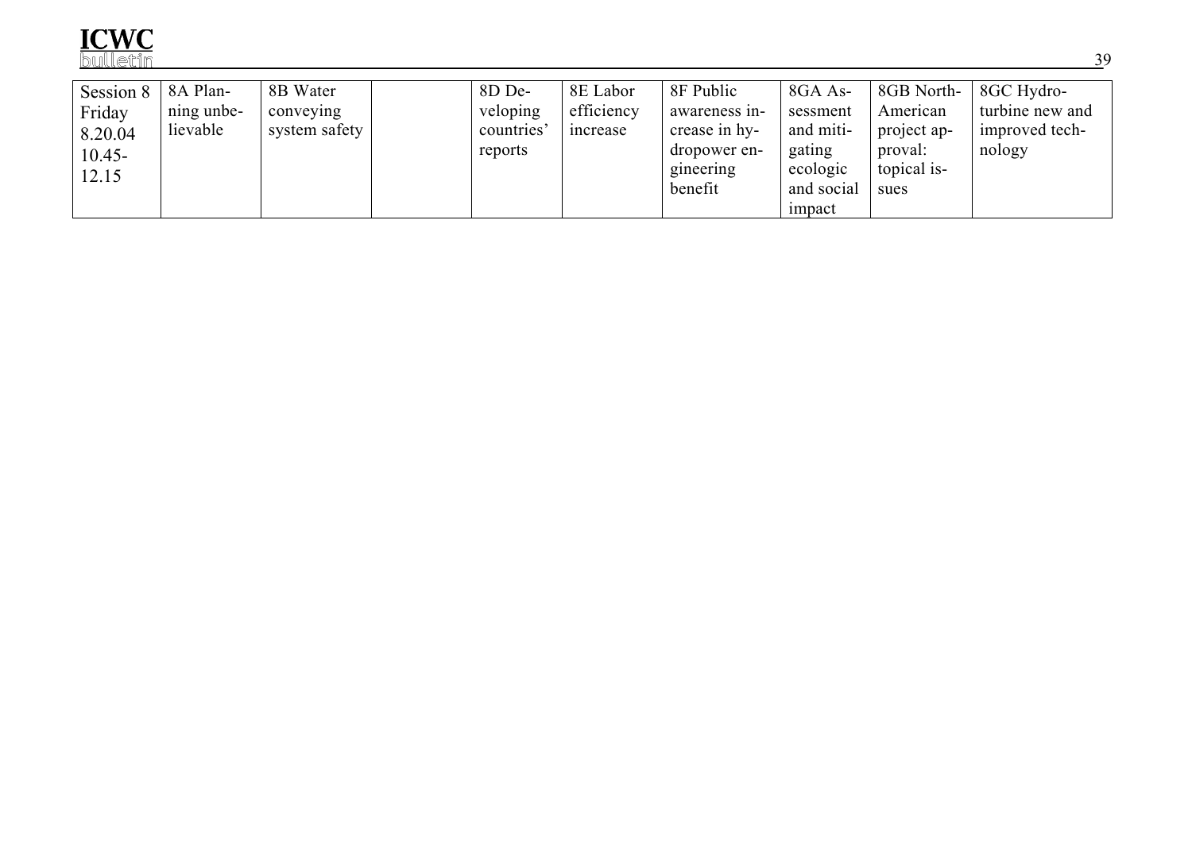| Session 8 Friday 8.20.04 10.45-12.15 | 8A Planning unbelievable | 8B Water conveying system safety | | 8D Developing countries' reports | 8E Labor efficiency increase | 8F Public awareness increase in hydropower engineering benefit | 8GA Assessment and mitigating ecologic and social impact | 8GB North-American project approval: topical issues | 8GC Hydro-turbine new and improved technology |
|---|---|---|---|---|---|---|---|---|---|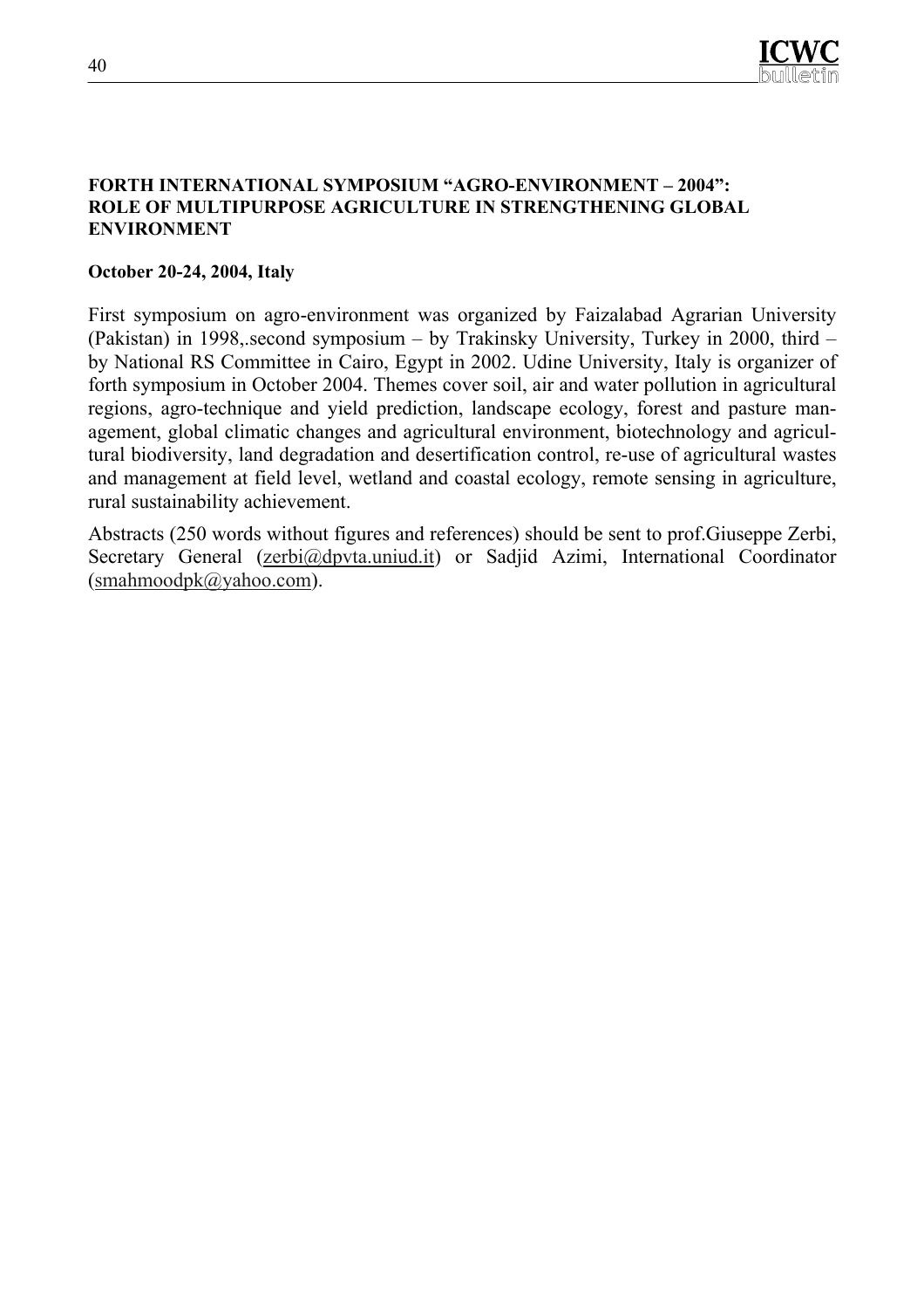**FORTH INTERNATIONAL SYMPOSIUM "AGRO-ENVIRONMENT – 2004": ROLE OF MULTIPURPOSE AGRICULTURE IN STRENGTHENING GLOBAL ENVIRONMENT**

**October 20-24, 2004, Italy**

First symposium on agro-environment was organized by Faizalabad Agrarian University (Pakistan) in 1998,.second symposium – by Trakinsky University, Turkey in 2000, third – by National RS Committee in Cairo, Egypt in 2002. Udine University, Italy is organizer of forth symposium in October 2004. Themes cover soil, air and water pollution in agricultural regions, agro-technique and yield prediction, landscape ecology, forest and pasture management, global climatic changes and agricultural environment, biotechnology and agricultural biodiversity, land degradation and desertification control, re-use of agricultural wastes and management at field level, wetland and coastal ecology, remote sensing in agriculture, rural sustainability achievement.

Abstracts (250 words without figures and references) should be sent to prof.Giuseppe Zerbi, Secretary General (zerbi@dpvta.uniud.it) or Sadjid Azimi, International Coordinator (smahmoodpk@yahoo.com).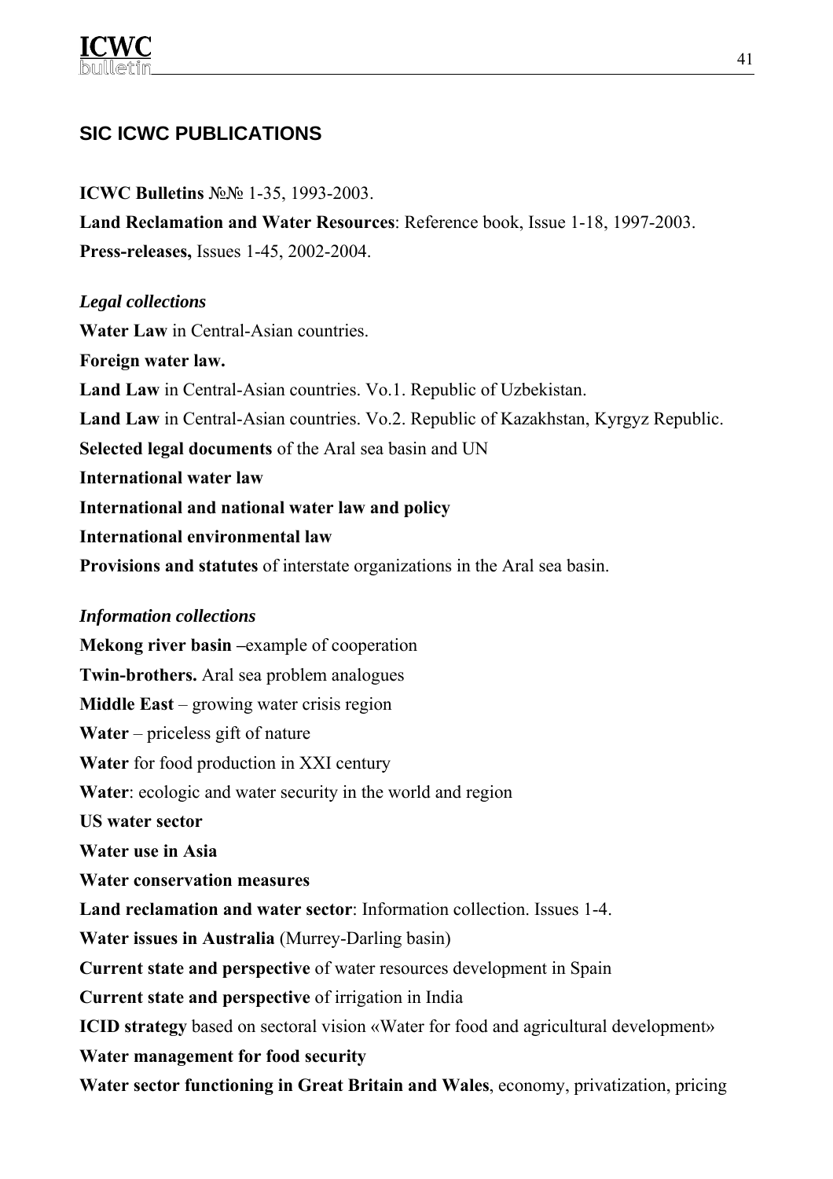## SIC ICWC PUBLICATIONS

**ICWC Bulletins** №№ 1-35, 1993-2003.

**Land Reclamation and Water Resources**: Reference book, Issue 1-18, 1997-2003.

**Press-releases,** Issues 1-45, 2002-2004.

***Legal collections***

**Water Law** in Central-Asian countries.

**Foreign water law.**

**Land Law** in Central-Asian countries. Vo.1. Republic of Uzbekistan.

**Land Law** in Central-Asian countries. Vo.2. Republic of Kazakhstan, Kyrgyz Republic.

**Selected legal documents** of the Aral sea basin and UN

**International water law**

**International and national water law and policy**

**International environmental law**

**Provisions and statutes** of interstate organizations in the Aral sea basin.

***Information collections***

**Mekong river basin –**example of cooperation

**Twin-brothers.** Aral sea problem analogues

**Middle East** – growing water crisis region

**Water** – priceless gift of nature

**Water** for food production in XXI century

**Water**: ecologic and water security in the world and region

**US water sector**

**Water use in Asia**

**Water conservation measures**

**Land reclamation and water sector**: Information collection. Issues 1-4.

**Water issues in Australia** (Murrey-Darling basin)

**Current state and perspective** of water resources development in Spain

**Current state and perspective** of irrigation in India

**ICID strategy** based on sectoral vision «Water for food and agricultural development»

**Water management for food security**

**Water sector functioning in Great Britain and Wales**, economy, privatization, pricing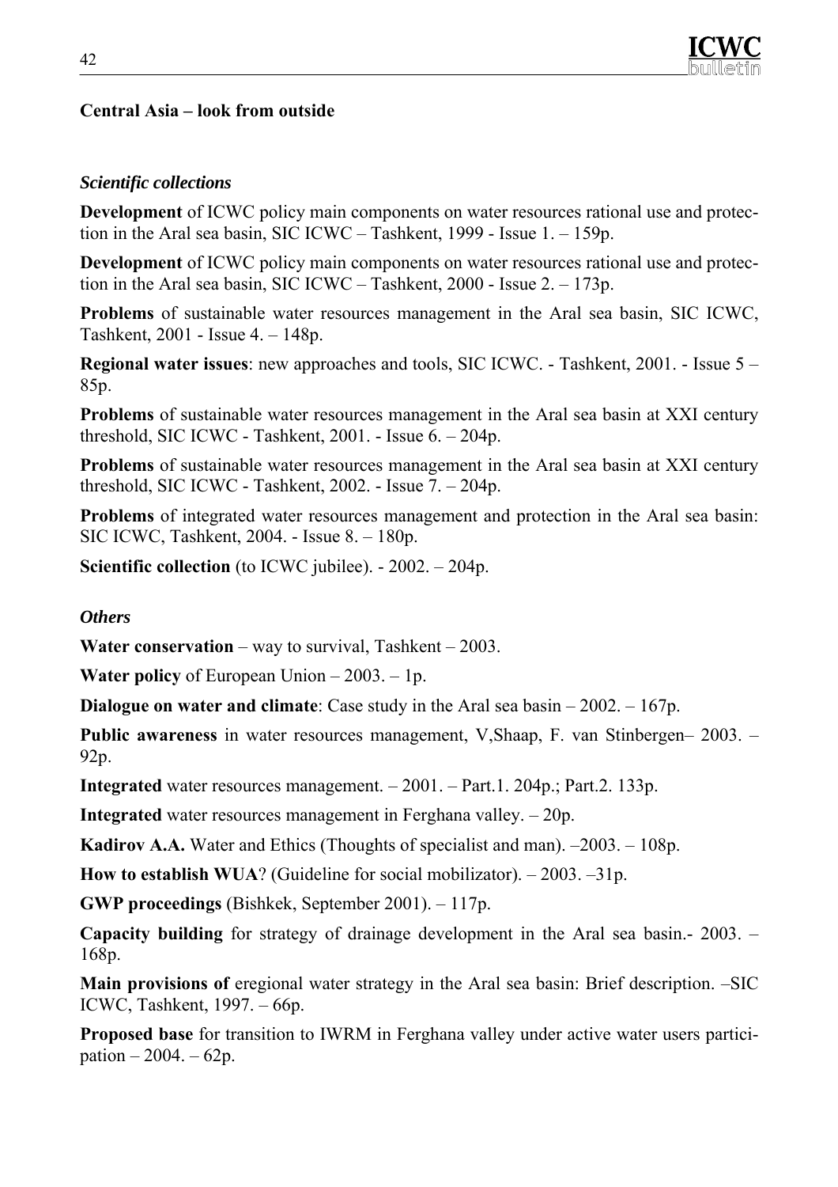**Central Asia – look from outside**

*Scientific collections*

**Development** of ICWC policy main components on water resources rational use and protection in the Aral sea basin, SIC ICWC – Tashkent, 1999 - Issue 1. – 159p.

**Development** of ICWC policy main components on water resources rational use and protection in the Aral sea basin, SIC ICWC – Tashkent, 2000 - Issue 2. – 173p.

**Problems** of sustainable water resources management in the Aral sea basin, SIC ICWC, Tashkent, 2001 - Issue 4. – 148p.

**Regional water issues**: new approaches and tools, SIC ICWC. - Tashkent, 2001. - Issue 5 – 85p.

**Problems** of sustainable water resources management in the Aral sea basin at XXI century threshold, SIC ICWC - Tashkent, 2001. - Issue 6. – 204p.

**Problems** of sustainable water resources management in the Aral sea basin at XXI century threshold, SIC ICWC - Tashkent, 2002. - Issue 7. – 204p.

**Problems** of integrated water resources management and protection in the Aral sea basin: SIC ICWC, Tashkent, 2004. - Issue 8. – 180p.

**Scientific collection** (to ICWC jubilee). - 2002. – 204p.

*Others*

**Water conservation** – way to survival, Tashkent – 2003.

**Water policy** of European Union – 2003. – 1p.

**Dialogue on water and climate**: Case study in the Aral sea basin – 2002. – 167p.

**Public awareness** in water resources management, V,Shaap, F. van Stinbergen– 2003. – 92p.

**Integrated** water resources management. – 2001. – Part.1. 204p.; Part.2. 133p.

**Integrated** water resources management in Ferghana valley. – 20p.

**Kadirov A.A.** Water and Ethics (Thoughts of specialist and man). –2003. – 108p.

**How to establish WUA**? (Guideline for social mobilizator). – 2003. –31p.

**GWP proceedings** (Bishkek, September 2001). – 117p.

**Capacity building** for strategy of drainage development in the Aral sea basin.- 2003. – 168p.

**Main provisions of** eregional water strategy in the Aral sea basin: Brief description. –SIC ICWC, Tashkent, 1997. – 66p.

**Proposed base** for transition to IWRM in Ferghana valley under active water users participation – 2004. – 62p.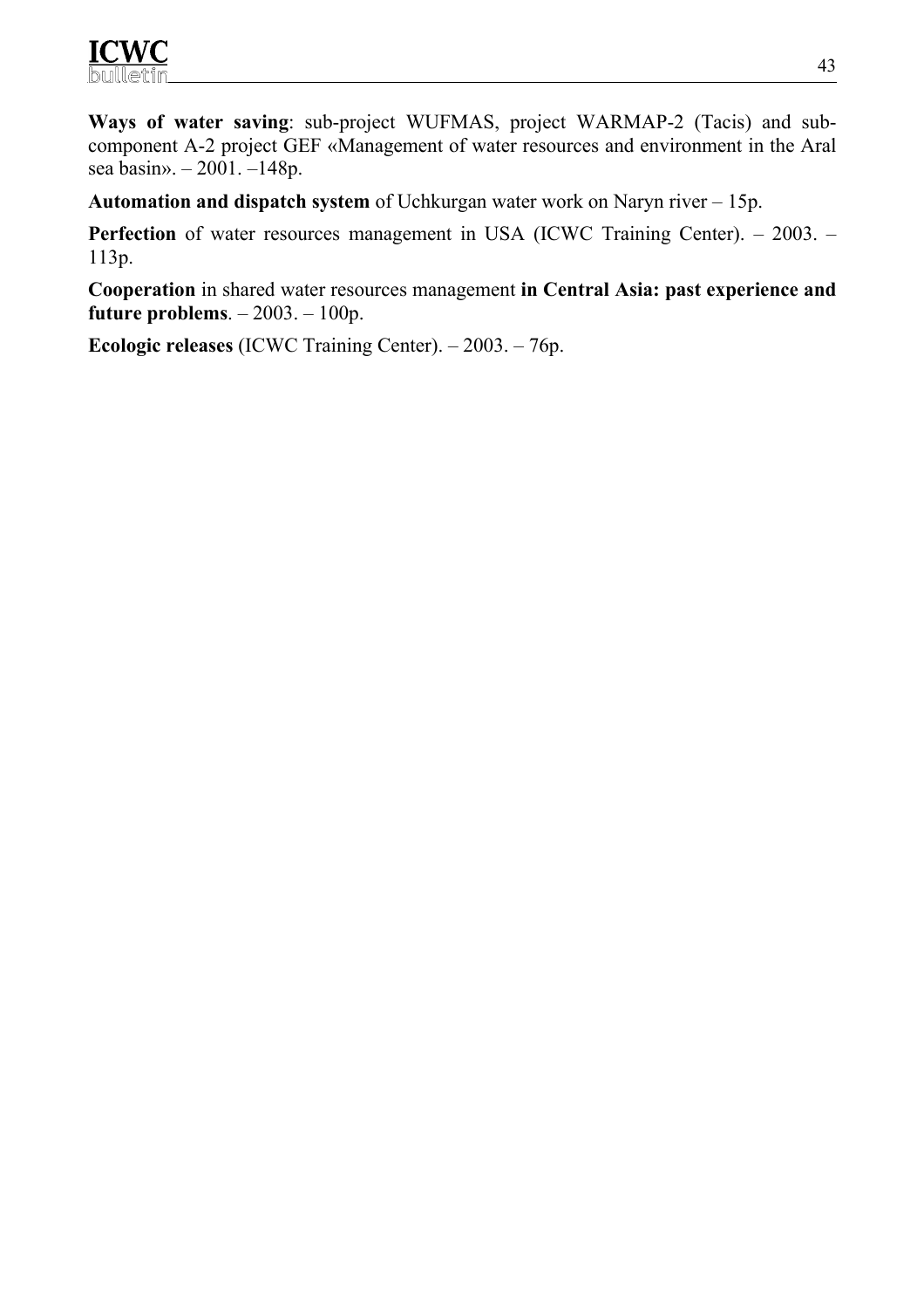**Ways of water saving**: sub-project WUFMAS, project WARMAP-2 (Tacis) and sub-component A-2 project GEF «Management of water resources and environment in the Aral sea basin». – 2001. –148p.

**Automation and dispatch system** of Uchkurgan water work on Naryn river – 15p.

**Perfection** of water resources management in USA (ICWC Training Center). – 2003. – 113p.

**Cooperation** in shared water resources management **in Central Asia: past experience and future problems**. – 2003. – 100p.

**Ecologic releases** (ICWC Training Center). – 2003. – 76p.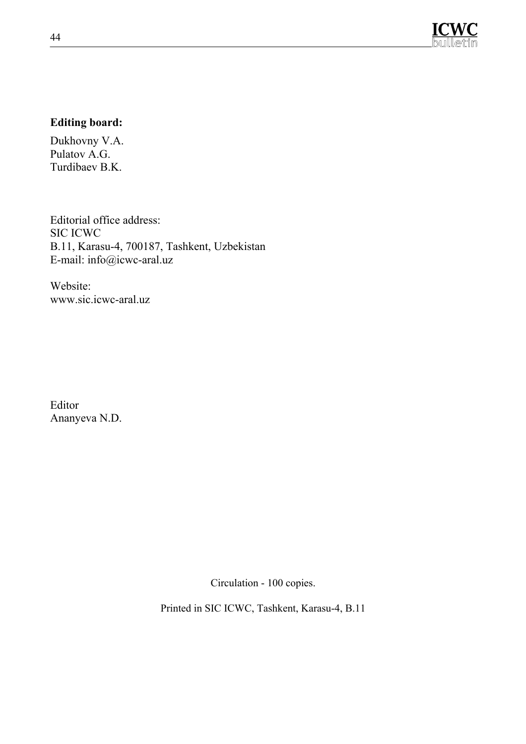**Editing board:**

Dukhovny V.A.
Pulatov A.G.
Turdibaev B.K.

Editorial office address:
SIC ICWC
B.11, Karasu-4, 700187, Tashkent, Uzbekistan
E-mail: info@icwc-aral.uz

Website:
www.sic.icwc-aral.uz

Editor
Ananyeva N.D.

Circulation - 100 copies.

Printed in SIC ICWC, Tashkent, Karasu-4, B.11